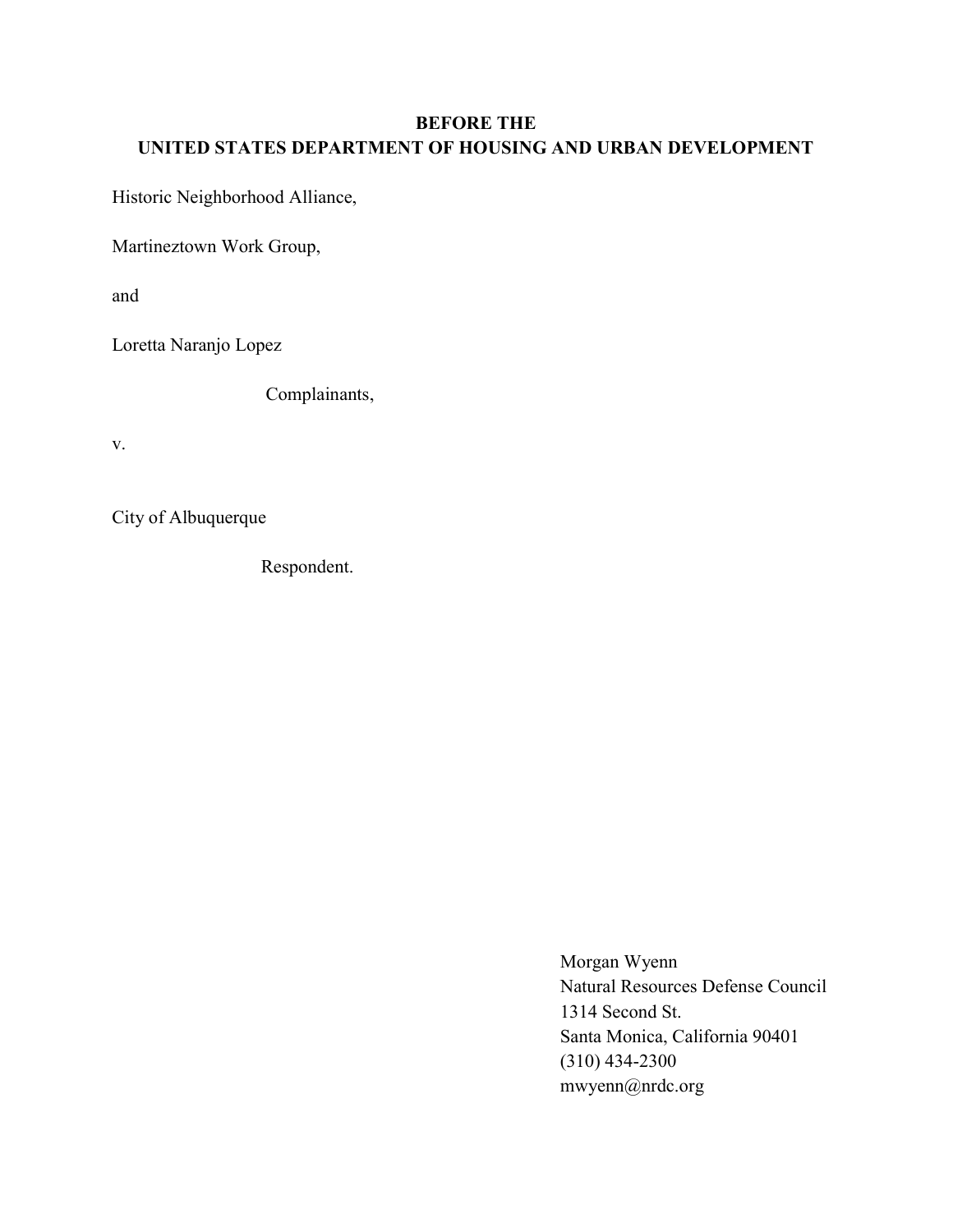**BEFORE THE**
**UNITED STATES DEPARTMENT OF HOUSING AND URBAN DEVELOPMENT**

Historic Neighborhood Alliance,

Martineztown Work Group,

and

Loretta Naranjo Lopez

Complainants,

v.

City of Albuquerque

Respondent.

Morgan Wyenn
Natural Resources Defense Council
1314 Second St.
Santa Monica, California 90401
(310) 434-2300
mwyenn@nrdc.org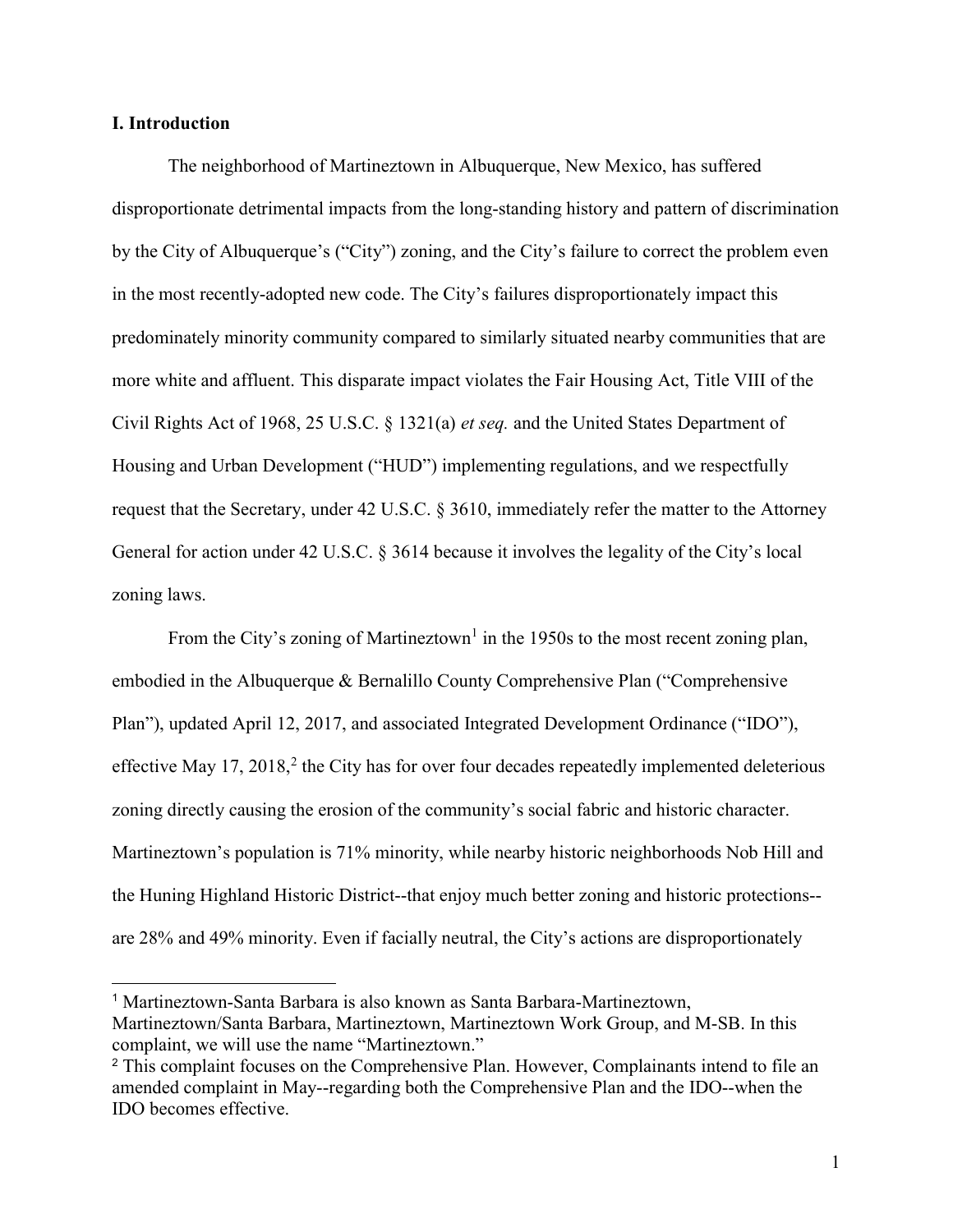## I. Introduction

The neighborhood of Martineztown in Albuquerque, New Mexico, has suffered disproportionate detrimental impacts from the long-standing history and pattern of discrimination by the City of Albuquerque's ("City") zoning, and the City's failure to correct the problem even in the most recently-adopted new code. The City's failures disproportionately impact this predominately minority community compared to similarly situated nearby communities that are more white and affluent. This disparate impact violates the Fair Housing Act, Title VIII of the Civil Rights Act of 1968, 25 U.S.C. § 1321(a) *et seq.* and the United States Department of Housing and Urban Development ("HUD") implementing regulations, and we respectfully request that the Secretary, under 42 U.S.C. § 3610, immediately refer the matter to the Attorney General for action under 42 U.S.C. § 3614 because it involves the legality of the City's local zoning laws.

From the City's zoning of Martineztown[1] in the 1950s to the most recent zoning plan, embodied in the Albuquerque & Bernalillo County Comprehensive Plan ("Comprehensive Plan"), updated April 12, 2017, and associated Integrated Development Ordinance ("IDO"), effective May 17, 2018,[2] the City has for over four decades repeatedly implemented deleterious zoning directly causing the erosion of the community's social fabric and historic character. Martineztown's population is 71% minority, while nearby historic neighborhoods Nob Hill and the Huning Highland Historic District--that enjoy much better zoning and historic protections--are 28% and 49% minority. Even if facially neutral, the City's actions are disproportionately

[1] Martineztown-Santa Barbara is also known as Santa Barbara-Martineztown, Martineztown/Santa Barbara, Martineztown, Martineztown Work Group, and M-SB. In this complaint, we will use the name "Martineztown."

[2] This complaint focuses on the Comprehensive Plan. However, Complainants intend to file an amended complaint in May--regarding both the Comprehensive Plan and the IDO--when the IDO becomes effective.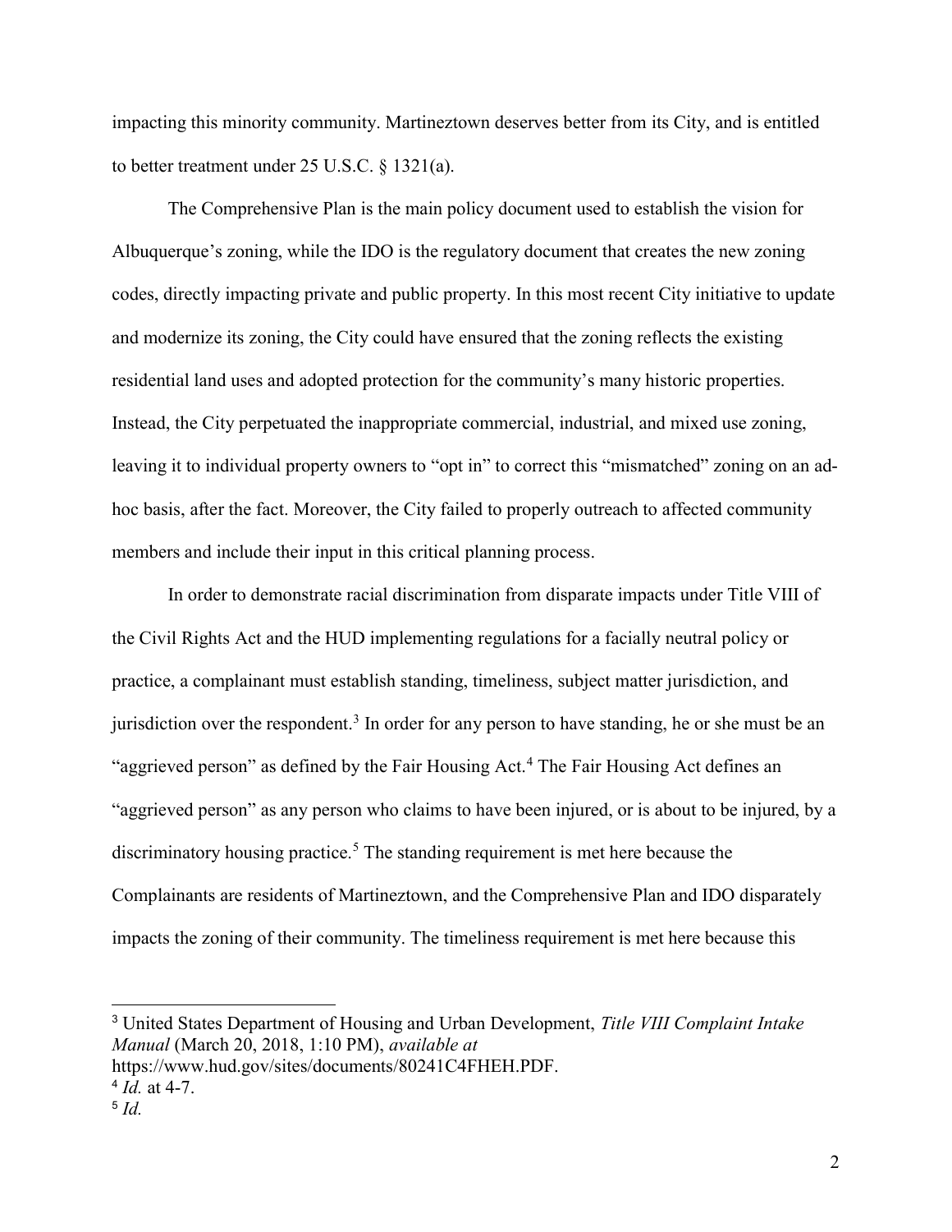impacting this minority community. Martineztown deserves better from its City, and is entitled to better treatment under 25 U.S.C. § 1321(a).

The Comprehensive Plan is the main policy document used to establish the vision for Albuquerque's zoning, while the IDO is the regulatory document that creates the new zoning codes, directly impacting private and public property. In this most recent City initiative to update and modernize its zoning, the City could have ensured that the zoning reflects the existing residential land uses and adopted protection for the community's many historic properties. Instead, the City perpetuated the inappropriate commercial, industrial, and mixed use zoning, leaving it to individual property owners to "opt in" to correct this "mismatched" zoning on an ad-hoc basis, after the fact. Moreover, the City failed to properly outreach to affected community members and include their input in this critical planning process.

In order to demonstrate racial discrimination from disparate impacts under Title VIII of the Civil Rights Act and the HUD implementing regulations for a facially neutral policy or practice, a complainant must establish standing, timeliness, subject matter jurisdiction, and jurisdiction over the respondent.[3] In order for any person to have standing, he or she must be an "aggrieved person" as defined by the Fair Housing Act.[4] The Fair Housing Act defines an "aggrieved person" as any person who claims to have been injured, or is about to be injured, by a discriminatory housing practice.[5] The standing requirement is met here because the Complainants are residents of Martineztown, and the Comprehensive Plan and IDO disparately impacts the zoning of their community. The timeliness requirement is met here because this

---

[3] United States Department of Housing and Urban Development, *Title VIII Complaint Intake Manual* (March 20, 2018, 1:10 PM), *available at* https://www.hud.gov/sites/documents/80241C4FHEH.PDF.

[4] *Id.* at 4-7.

[5] *Id.*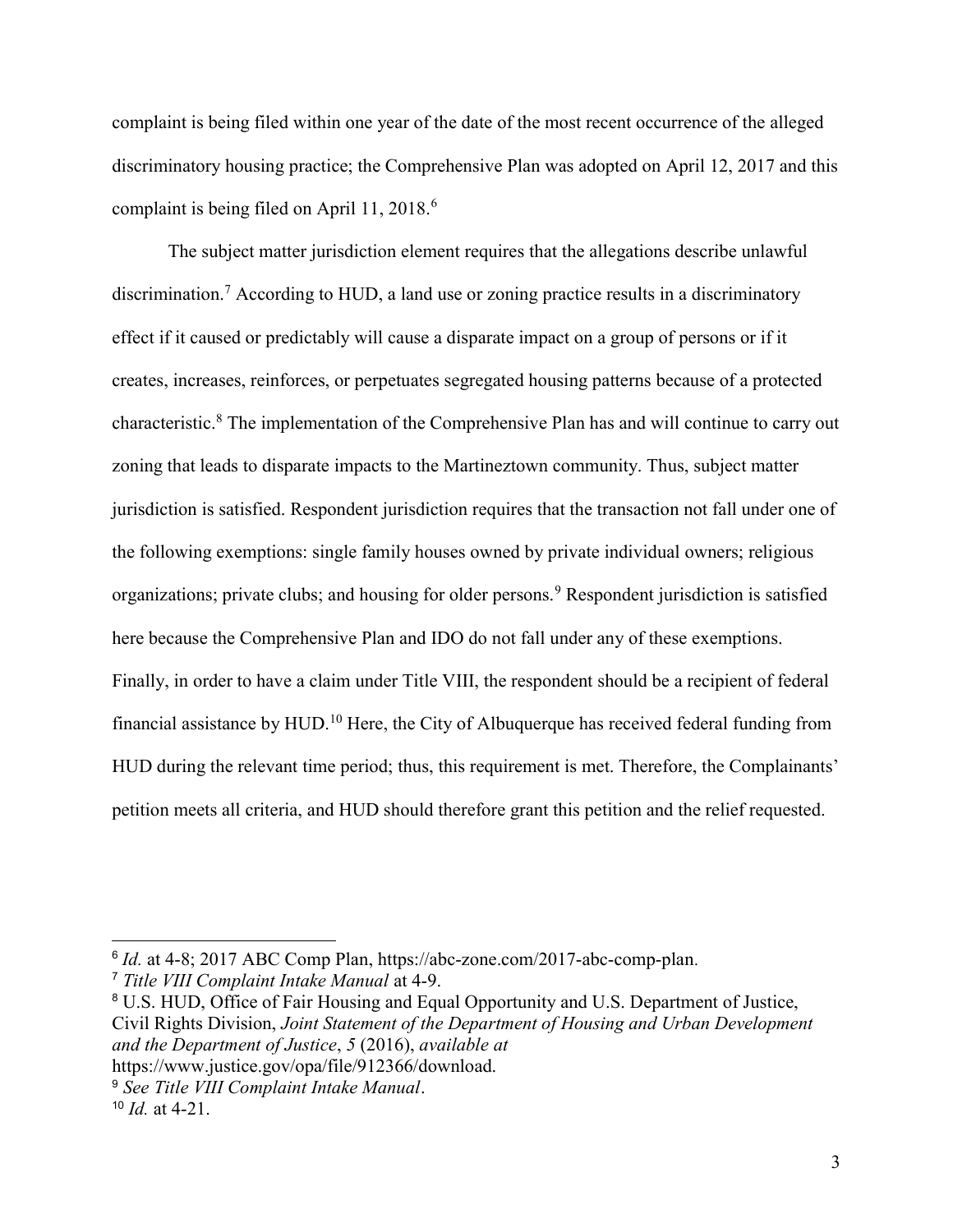complaint is being filed within one year of the date of the most recent occurrence of the alleged discriminatory housing practice; the Comprehensive Plan was adopted on April 12, 2017 and this complaint is being filed on April 11, 2018.[6]

The subject matter jurisdiction element requires that the allegations describe unlawful discrimination.[7] According to HUD, a land use or zoning practice results in a discriminatory effect if it caused or predictably will cause a disparate impact on a group of persons or if it creates, increases, reinforces, or perpetuates segregated housing patterns because of a protected characteristic.[8] The implementation of the Comprehensive Plan has and will continue to carry out zoning that leads to disparate impacts to the Martineztown community. Thus, subject matter jurisdiction is satisfied. Respondent jurisdiction requires that the transaction not fall under one of the following exemptions: single family houses owned by private individual owners; religious organizations; private clubs; and housing for older persons.[9] Respondent jurisdiction is satisfied here because the Comprehensive Plan and IDO do not fall under any of these exemptions. Finally, in order to have a claim under Title VIII, the respondent should be a recipient of federal financial assistance by HUD.[10] Here, the City of Albuquerque has received federal funding from HUD during the relevant time period; thus, this requirement is met. Therefore, the Complainants' petition meets all criteria, and HUD should therefore grant this petition and the relief requested.

---

[6] *Id.* at 4-8; 2017 ABC Comp Plan, https://abc-zone.com/2017-abc-comp-plan.

[7] *Title VIII Complaint Intake Manual* at 4-9.

[8] U.S. HUD, Office of Fair Housing and Equal Opportunity and U.S. Department of Justice, Civil Rights Division, *Joint Statement of the Department of Housing and Urban Development and the Department of Justice*, *5* (2016), *available at* https://www.justice.gov/opa/file/912366/download.

[9] *See Title VIII Complaint Intake Manual*.

[10] *Id.* at 4-21.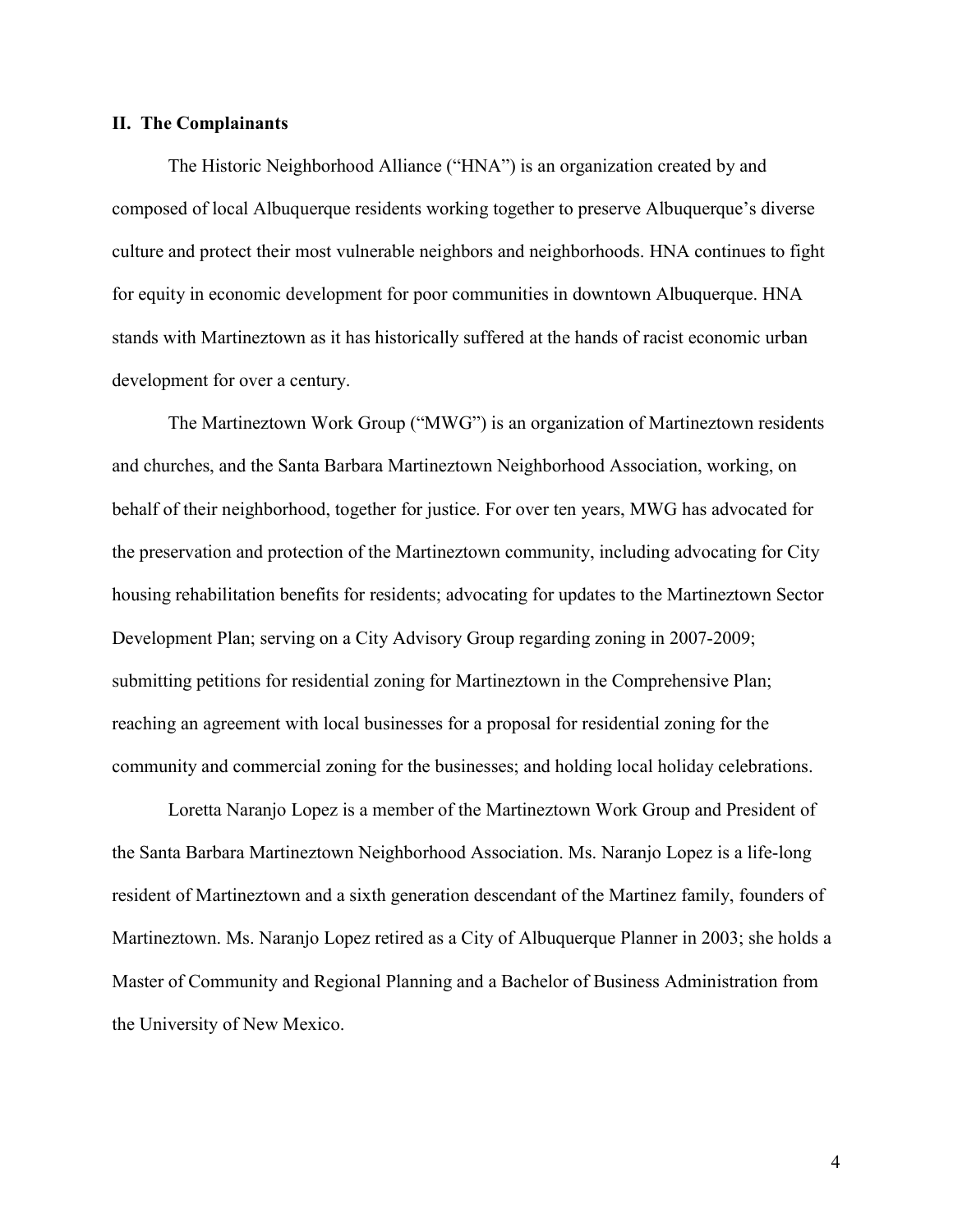## II. The Complainants

The Historic Neighborhood Alliance ("HNA") is an organization created by and composed of local Albuquerque residents working together to preserve Albuquerque's diverse culture and protect their most vulnerable neighbors and neighborhoods. HNA continues to fight for equity in economic development for poor communities in downtown Albuquerque. HNA stands with Martineztown as it has historically suffered at the hands of racist economic urban development for over a century.

The Martineztown Work Group ("MWG") is an organization of Martineztown residents and churches, and the Santa Barbara Martineztown Neighborhood Association, working, on behalf of their neighborhood, together for justice. For over ten years, MWG has advocated for the preservation and protection of the Martineztown community, including advocating for City housing rehabilitation benefits for residents; advocating for updates to the Martineztown Sector Development Plan; serving on a City Advisory Group regarding zoning in 2007-2009; submitting petitions for residential zoning for Martineztown in the Comprehensive Plan; reaching an agreement with local businesses for a proposal for residential zoning for the community and commercial zoning for the businesses; and holding local holiday celebrations.

Loretta Naranjo Lopez is a member of the Martineztown Work Group and President of the Santa Barbara Martineztown Neighborhood Association. Ms. Naranjo Lopez is a life-long resident of Martineztown and a sixth generation descendant of the Martinez family, founders of Martineztown. Ms. Naranjo Lopez retired as a City of Albuquerque Planner in 2003; she holds a Master of Community and Regional Planning and a Bachelor of Business Administration from the University of New Mexico.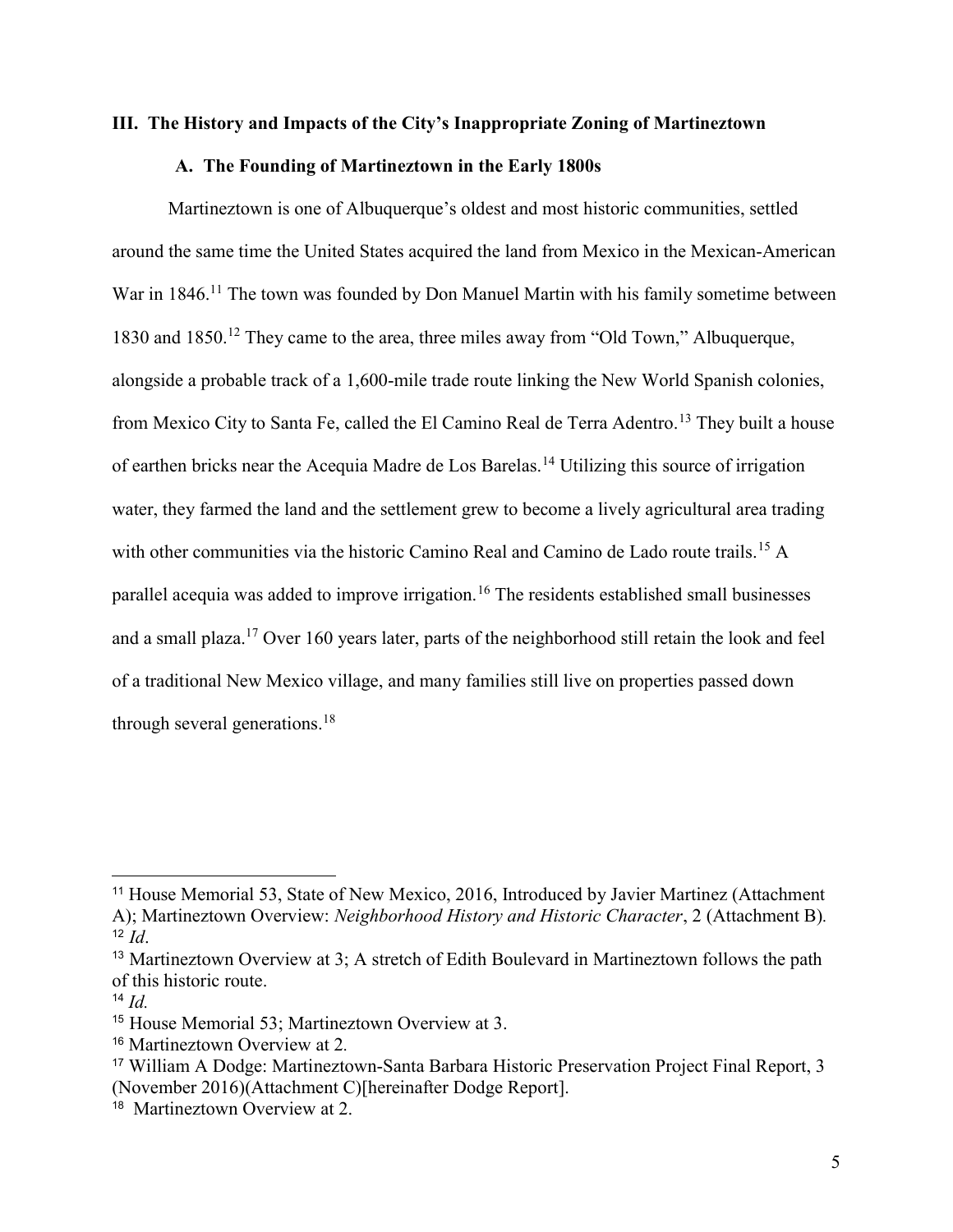### III. The History and Impacts of the City's Inappropriate Zoning of Martineztown

#### A. The Founding of Martineztown in the Early 1800s

Martineztown is one of Albuquerque's oldest and most historic communities, settled around the same time the United States acquired the land from Mexico in the Mexican-American War in 1846.[11] The town was founded by Don Manuel Martin with his family sometime between 1830 and 1850.[12] They came to the area, three miles away from "Old Town," Albuquerque, alongside a probable track of a 1,600-mile trade route linking the New World Spanish colonies, from Mexico City to Santa Fe, called the El Camino Real de Terra Adentro.[13] They built a house of earthen bricks near the Acequia Madre de Los Barelas.[14] Utilizing this source of irrigation water, they farmed the land and the settlement grew to become a lively agricultural area trading with other communities via the historic Camino Real and Camino de Lado route trails.[15] A parallel acequia was added to improve irrigation.[16] The residents established small businesses and a small plaza.[17] Over 160 years later, parts of the neighborhood still retain the look and feel of a traditional New Mexico village, and many families still live on properties passed down through several generations.[18]

---

[11] House Memorial 53, State of New Mexico, 2016, Introduced by Javier Martinez (Attachment A); Martineztown Overview: *Neighborhood History and Historic Character*, 2 (Attachment B).

[12] *Id*.

[13] Martineztown Overview at 3; A stretch of Edith Boulevard in Martineztown follows the path of this historic route.

[14] *Id.*

[15] House Memorial 53; Martineztown Overview at 3.

[16] Martineztown Overview at 2.

[17] William A Dodge: Martineztown-Santa Barbara Historic Preservation Project Final Report, 3 (November 2016)(Attachment C)[hereinafter Dodge Report].

[18] Martineztown Overview at 2.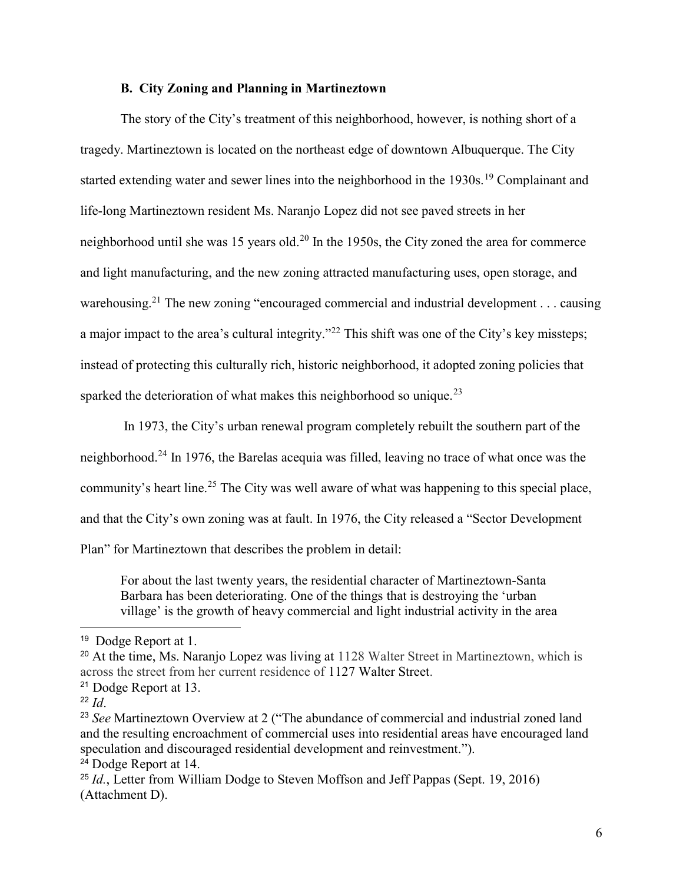### B. City Zoning and Planning in Martineztown

The story of the City's treatment of this neighborhood, however, is nothing short of a tragedy. Martineztown is located on the northeast edge of downtown Albuquerque. The City started extending water and sewer lines into the neighborhood in the 1930s.[19] Complainant and life-long Martineztown resident Ms. Naranjo Lopez did not see paved streets in her neighborhood until she was 15 years old.[20] In the 1950s, the City zoned the area for commerce and light manufacturing, and the new zoning attracted manufacturing uses, open storage, and warehousing.[21] The new zoning "encouraged commercial and industrial development . . . causing a major impact to the area's cultural integrity."[22] This shift was one of the City's key missteps; instead of protecting this culturally rich, historic neighborhood, it adopted zoning policies that sparked the deterioration of what makes this neighborhood so unique.[23]

In 1973, the City's urban renewal program completely rebuilt the southern part of the neighborhood.[24] In 1976, the Barelas acequia was filled, leaving no trace of what once was the community's heart line.[25] The City was well aware of what was happening to this special place, and that the City's own zoning was at fault. In 1976, the City released a "Sector Development Plan" for Martineztown that describes the problem in detail:

> For about the last twenty years, the residential character of Martineztown-Santa Barbara has been deteriorating. One of the things that is destroying the 'urban village' is the growth of heavy commercial and light industrial activity in the area

---

[19] Dodge Report at 1.

[20] At the time, Ms. Naranjo Lopez was living at 1128 Walter Street in Martineztown, which is across the street from her current residence of 1127 Walter Street.

[21] Dodge Report at 13.

[22] *Id*.

[23] *See* Martineztown Overview at 2 ("The abundance of commercial and industrial zoned land and the resulting encroachment of commercial uses into residential areas have encouraged land speculation and discouraged residential development and reinvestment.").

[24] Dodge Report at 14.

[25] *Id.*, Letter from William Dodge to Steven Moffson and Jeff Pappas (Sept. 19, 2016) (Attachment D).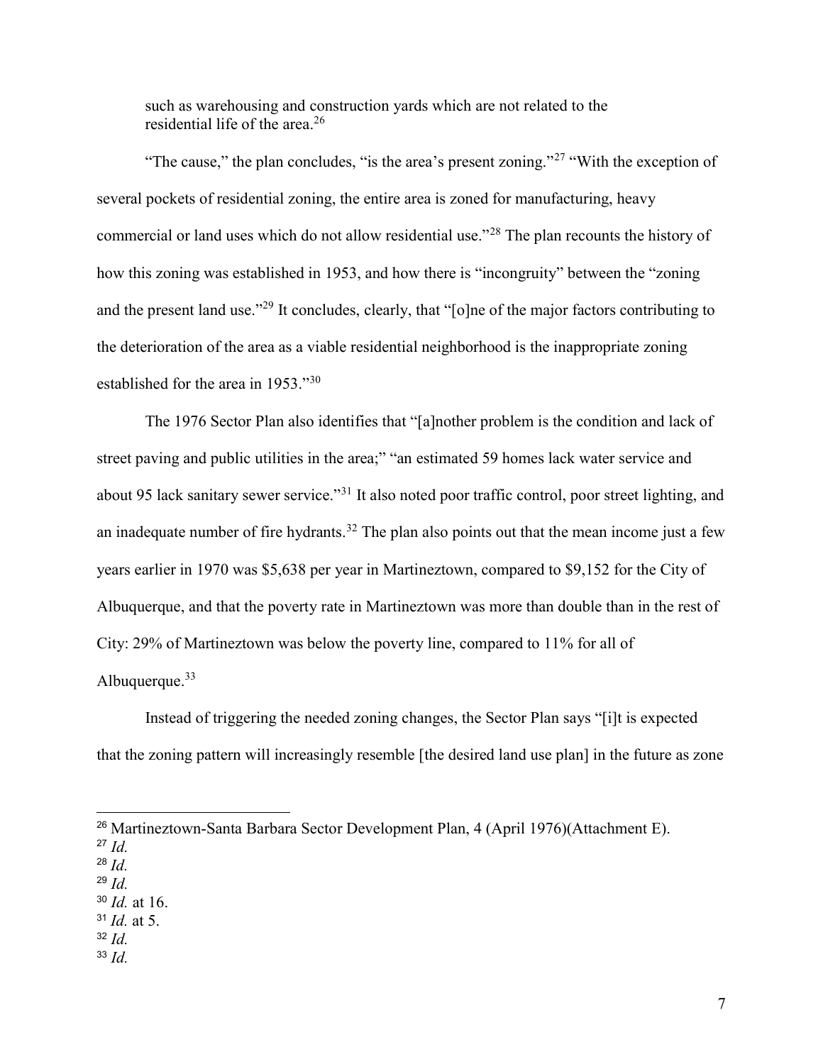> such as warehousing and construction yards which are not related to the residential life of the area.[26]

"The cause," the plan concludes, "is the area's present zoning."[27] "With the exception of several pockets of residential zoning, the entire area is zoned for manufacturing, heavy commercial or land uses which do not allow residential use."[28] The plan recounts the history of how this zoning was established in 1953, and how there is "incongruity" between the "zoning and the present land use."[29] It concludes, clearly, that "[o]ne of the major factors contributing to the deterioration of the area as a viable residential neighborhood is the inappropriate zoning established for the area in 1953."[30]

The 1976 Sector Plan also identifies that "[a]nother problem is the condition and lack of street paving and public utilities in the area;" "an estimated 59 homes lack water service and about 95 lack sanitary sewer service."[31] It also noted poor traffic control, poor street lighting, and an inadequate number of fire hydrants.[32] The plan also points out that the mean income just a few years earlier in 1970 was $5,638 per year in Martineztown, compared to $9,152 for the City of Albuquerque, and that the poverty rate in Martineztown was more than double than in the rest of City: 29% of Martineztown was below the poverty line, compared to 11% for all of Albuquerque.[33]

Instead of triggering the needed zoning changes, the Sector Plan says "[i]t is expected that the zoning pattern will increasingly resemble [the desired land use plan] in the future as zone

[26] Martineztown-Santa Barbara Sector Development Plan, 4 (April 1976)(Attachment E).
[27] *Id.*
[28] *Id.*
[29] *Id.*
[30] *Id.* at 16.
[31] *Id.* at 5.
[32] *Id.*
[33] *Id.*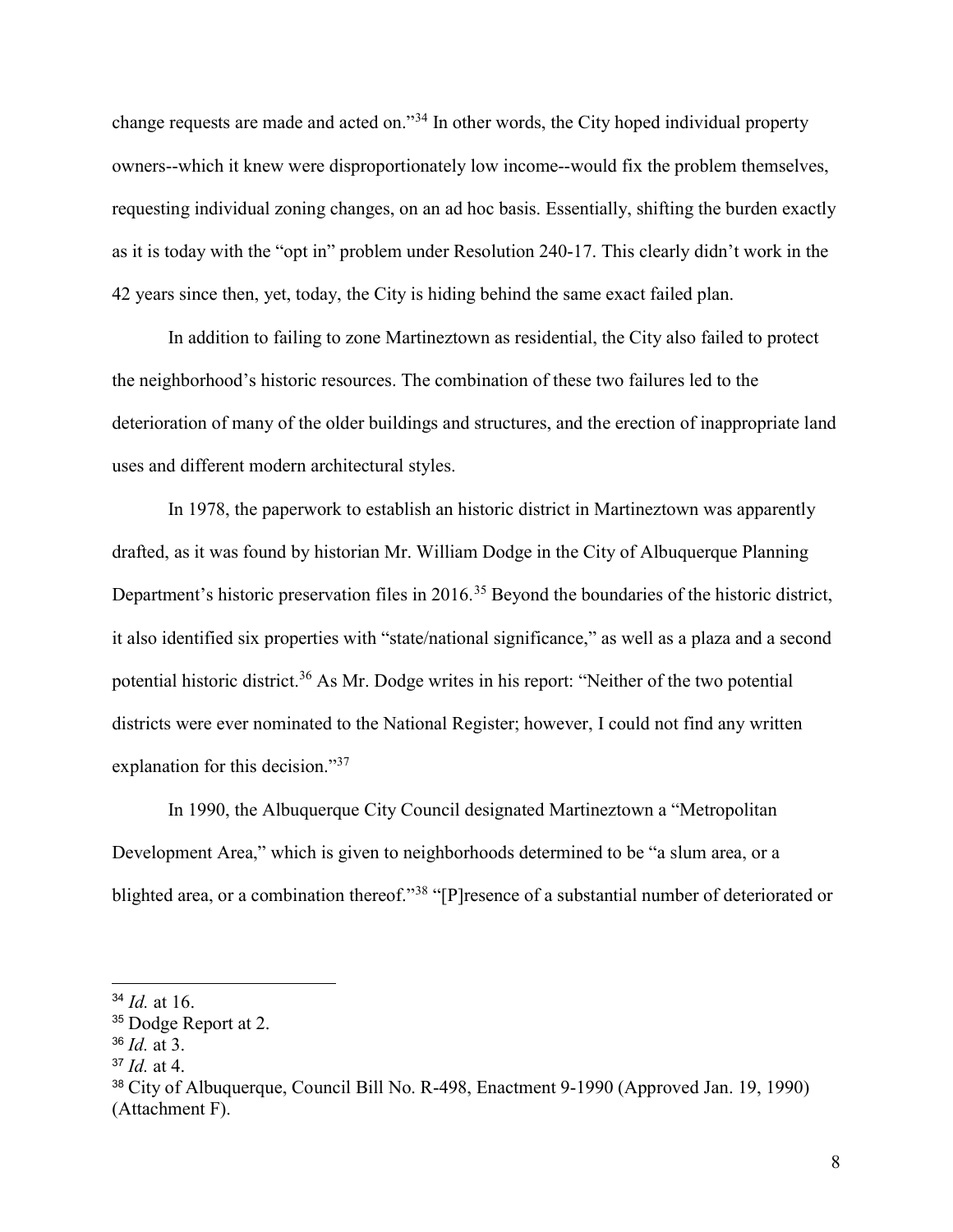change requests are made and acted on."[34] In other words, the City hoped individual property owners--which it knew were disproportionately low income--would fix the problem themselves, requesting individual zoning changes, on an ad hoc basis. Essentially, shifting the burden exactly as it is today with the "opt in" problem under Resolution 240-17. This clearly didn't work in the 42 years since then, yet, today, the City is hiding behind the same exact failed plan.

In addition to failing to zone Martineztown as residential, the City also failed to protect the neighborhood's historic resources. The combination of these two failures led to the deterioration of many of the older buildings and structures, and the erection of inappropriate land uses and different modern architectural styles.

In 1978, the paperwork to establish an historic district in Martineztown was apparently drafted, as it was found by historian Mr. William Dodge in the City of Albuquerque Planning Department's historic preservation files in 2016.[35] Beyond the boundaries of the historic district, it also identified six properties with "state/national significance," as well as a plaza and a second potential historic district.[36] As Mr. Dodge writes in his report: "Neither of the two potential districts were ever nominated to the National Register; however, I could not find any written explanation for this decision."[37]

In 1990, the Albuquerque City Council designated Martineztown a "Metropolitan Development Area," which is given to neighborhoods determined to be "a slum area, or a blighted area, or a combination thereof."[38] "[P]resence of a substantial number of deteriorated or

---

[34] *Id.* at 16.

[35] Dodge Report at 2.

[36] *Id.* at 3.

[37] *Id.* at 4.

[38] City of Albuquerque, Council Bill No. R-498, Enactment 9-1990 (Approved Jan. 19, 1990) (Attachment F).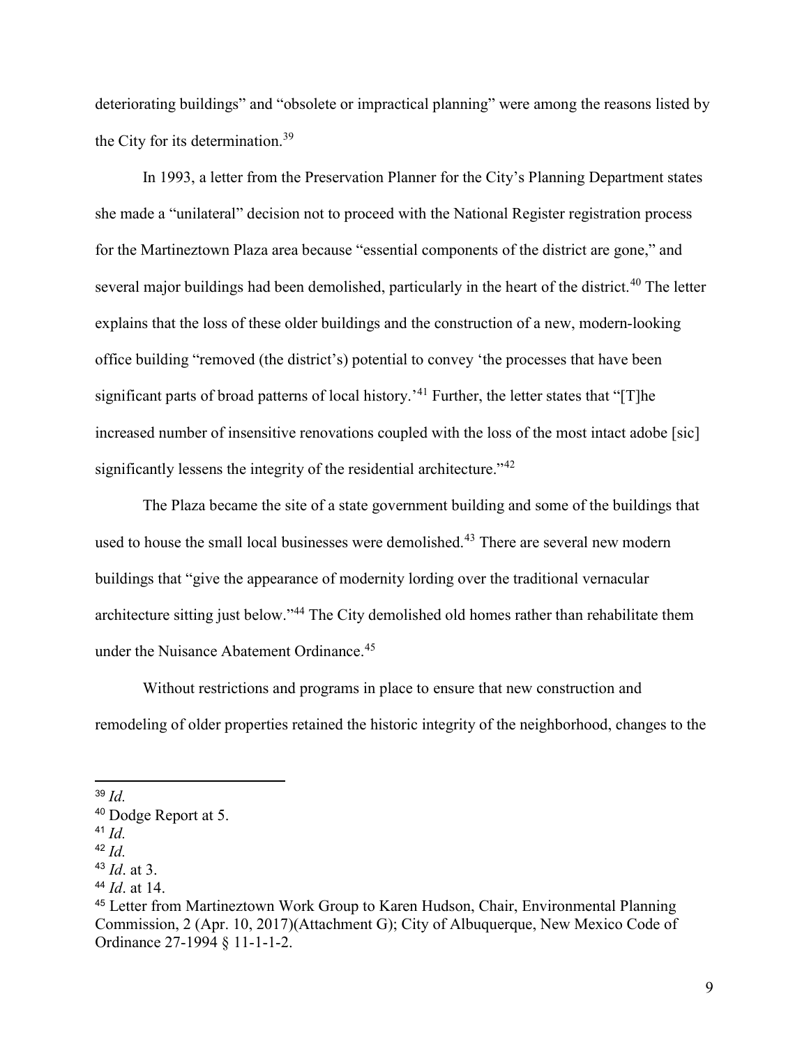deteriorating buildings" and "obsolete or impractical planning" were among the reasons listed by the City for its determination.[39]

In 1993, a letter from the Preservation Planner for the City's Planning Department states she made a "unilateral" decision not to proceed with the National Register registration process for the Martineztown Plaza area because "essential components of the district are gone," and several major buildings had been demolished, particularly in the heart of the district.[40] The letter explains that the loss of these older buildings and the construction of a new, modern-looking office building "removed (the district's) potential to convey 'the processes that have been significant parts of broad patterns of local history.'[41] Further, the letter states that "[T]he increased number of insensitive renovations coupled with the loss of the most intact adobe [sic] significantly lessens the integrity of the residential architecture."[42]

The Plaza became the site of a state government building and some of the buildings that used to house the small local businesses were demolished.[43] There are several new modern buildings that "give the appearance of modernity lording over the traditional vernacular architecture sitting just below."[44] The City demolished old homes rather than rehabilitate them under the Nuisance Abatement Ordinance.[45]

Without restrictions and programs in place to ensure that new construction and remodeling of older properties retained the historic integrity of the neighborhood, changes to the

---

[39] *Id.*

[40] Dodge Report at 5.

[41] *Id.*

[42] *Id.*

[43] *Id*. at 3.

[44] *Id*. at 14.

[45] Letter from Martineztown Work Group to Karen Hudson, Chair, Environmental Planning Commission, 2 (Apr. 10, 2017)(Attachment G); City of Albuquerque, New Mexico Code of Ordinance 27-1994 § 11-1-1-2.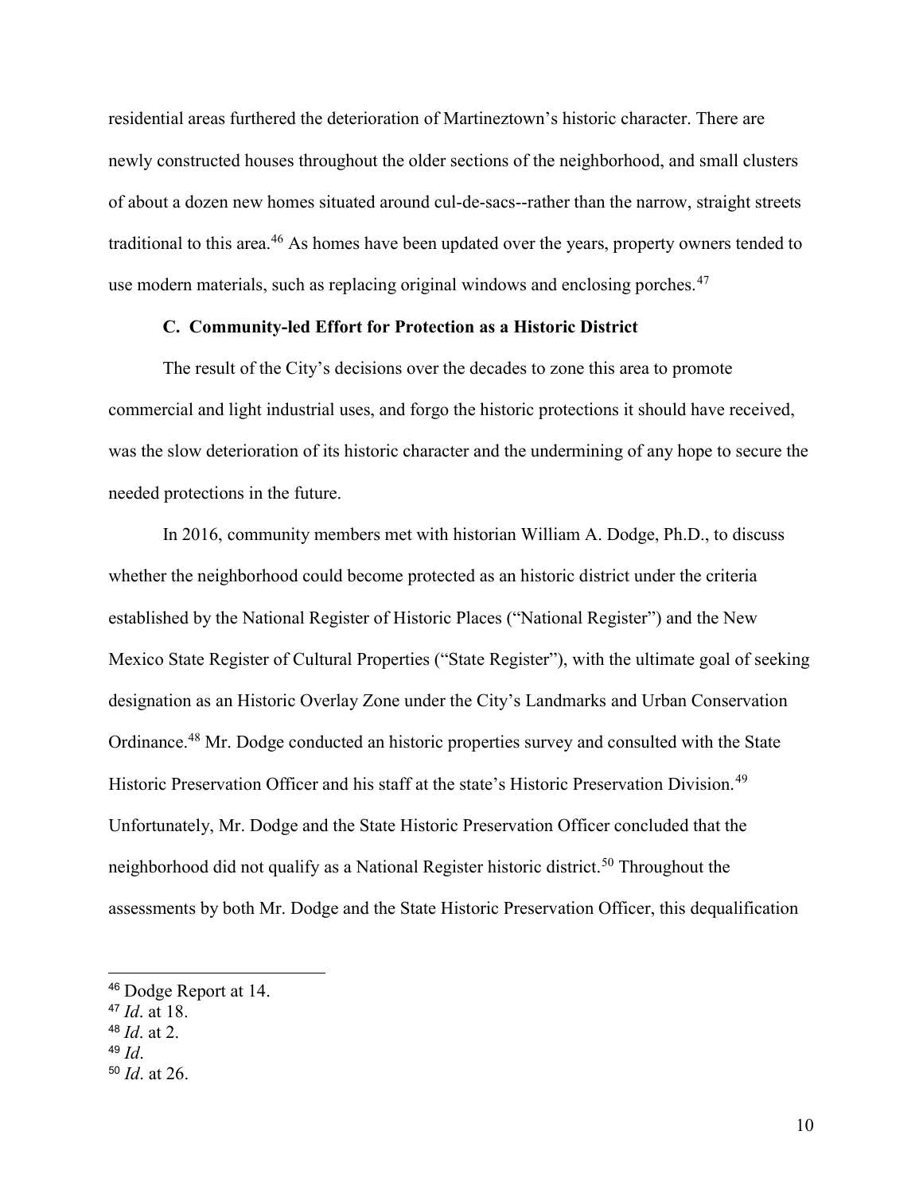residential areas furthered the deterioration of Martineztown's historic character. There are newly constructed houses throughout the older sections of the neighborhood, and small clusters of about a dozen new homes situated around cul-de-sacs--rather than the narrow, straight streets traditional to this area.[46] As homes have been updated over the years, property owners tended to use modern materials, such as replacing original windows and enclosing porches.[47]

### C. Community-led Effort for Protection as a Historic District

The result of the City's decisions over the decades to zone this area to promote commercial and light industrial uses, and forgo the historic protections it should have received, was the slow deterioration of its historic character and the undermining of any hope to secure the needed protections in the future.

In 2016, community members met with historian William A. Dodge, Ph.D., to discuss whether the neighborhood could become protected as an historic district under the criteria established by the National Register of Historic Places ("National Register") and the New Mexico State Register of Cultural Properties ("State Register"), with the ultimate goal of seeking designation as an Historic Overlay Zone under the City's Landmarks and Urban Conservation Ordinance.[48] Mr. Dodge conducted an historic properties survey and consulted with the State Historic Preservation Officer and his staff at the state's Historic Preservation Division.[49] Unfortunately, Mr. Dodge and the State Historic Preservation Officer concluded that the neighborhood did not qualify as a National Register historic district.[50] Throughout the assessments by both Mr. Dodge and the State Historic Preservation Officer, this dequalification

---

[46] Dodge Report at 14.

[47] *Id*. at 18.

[48] *Id*. at 2.

[49] *Id*.

[50] *Id*. at 26.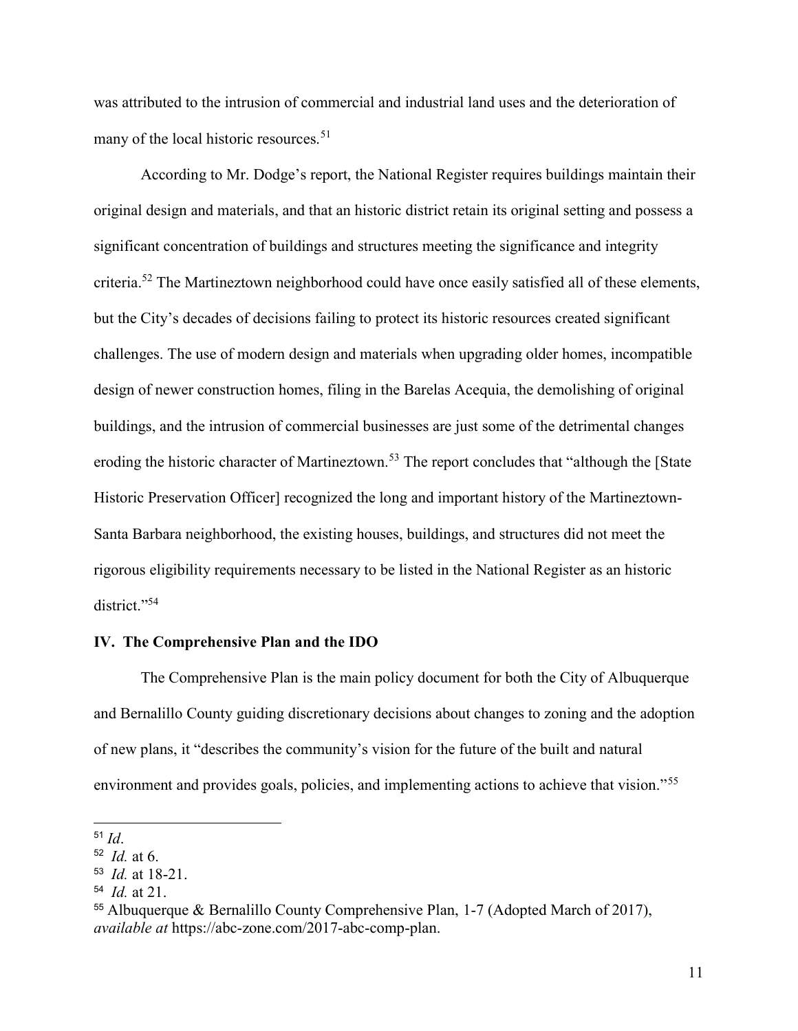was attributed to the intrusion of commercial and industrial land uses and the deterioration of many of the local historic resources.[51]

According to Mr. Dodge's report, the National Register requires buildings maintain their original design and materials, and that an historic district retain its original setting and possess a significant concentration of buildings and structures meeting the significance and integrity criteria.[52] The Martineztown neighborhood could have once easily satisfied all of these elements, but the City's decades of decisions failing to protect its historic resources created significant challenges. The use of modern design and materials when upgrading older homes, incompatible design of newer construction homes, filing in the Barelas Acequia, the demolishing of original buildings, and the intrusion of commercial businesses are just some of the detrimental changes eroding the historic character of Martineztown.[53] The report concludes that "although the [State Historic Preservation Officer] recognized the long and important history of the Martineztown-Santa Barbara neighborhood, the existing houses, buildings, and structures did not meet the rigorous eligibility requirements necessary to be listed in the National Register as an historic district."[54]

**IV. The Comprehensive Plan and the IDO**

The Comprehensive Plan is the main policy document for both the City of Albuquerque and Bernalillo County guiding discretionary decisions about changes to zoning and the adoption of new plans, it "describes the community's vision for the future of the built and natural environment and provides goals, policies, and implementing actions to achieve that vision."[55]

---

[51] *Id*.

[52] *Id.* at 6.

[53] *Id.* at 18-21.

[54] *Id.* at 21.

[55] Albuquerque & Bernalillo County Comprehensive Plan, 1-7 (Adopted March of 2017), *available at* https://abc-zone.com/2017-abc-comp-plan.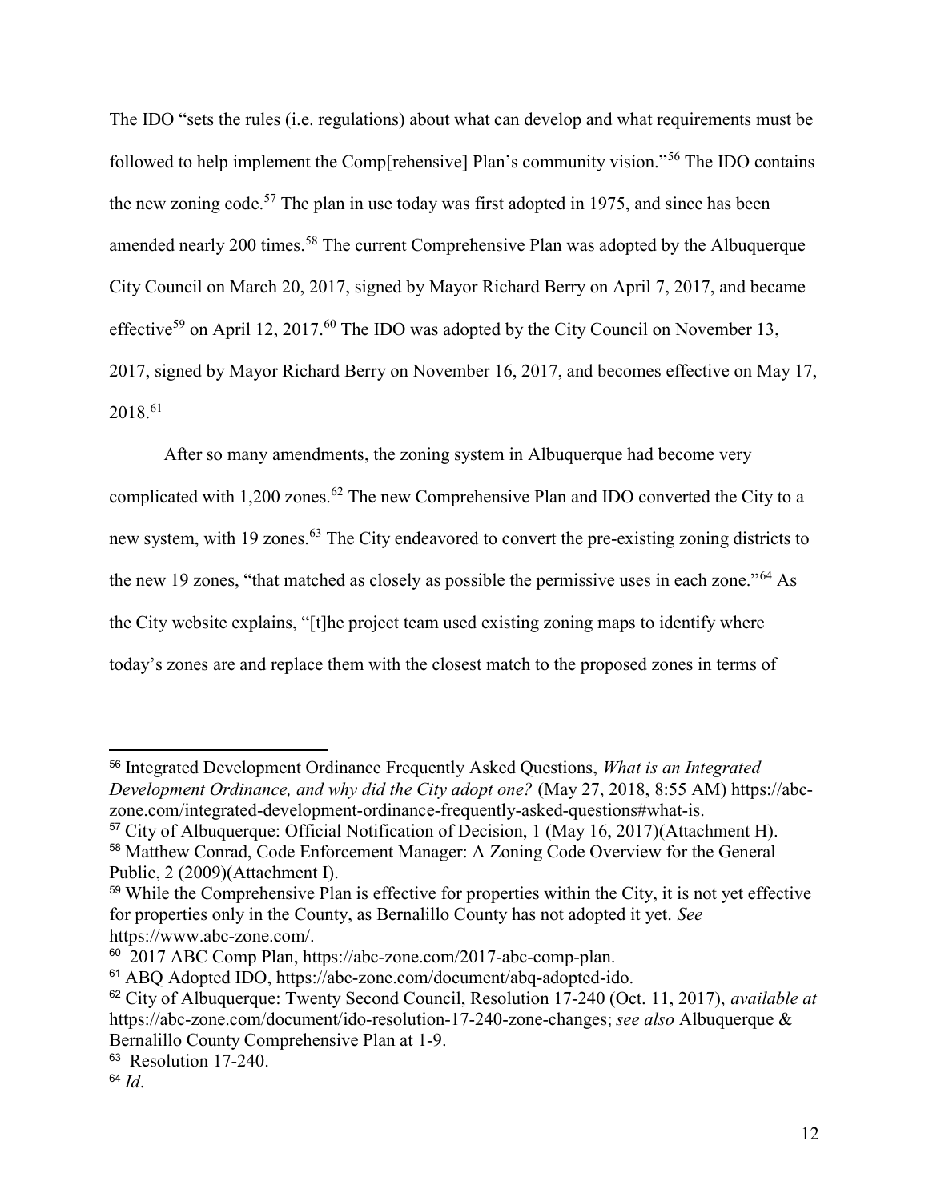The IDO "sets the rules (i.e. regulations) about what can develop and what requirements must be followed to help implement the Comp[rehensive] Plan's community vision."[56] The IDO contains the new zoning code.[57] The plan in use today was first adopted in 1975, and since has been amended nearly 200 times.[58] The current Comprehensive Plan was adopted by the Albuquerque City Council on March 20, 2017, signed by Mayor Richard Berry on April 7, 2017, and became effective[59] on April 12, 2017.[60] The IDO was adopted by the City Council on November 13, 2017, signed by Mayor Richard Berry on November 16, 2017, and becomes effective on May 17, 2018.[61]

After so many amendments, the zoning system in Albuquerque had become very complicated with 1,200 zones.[62] The new Comprehensive Plan and IDO converted the City to a new system, with 19 zones.[63] The City endeavored to convert the pre-existing zoning districts to the new 19 zones, "that matched as closely as possible the permissive uses in each zone."[64] As the City website explains, "[t]he project team used existing zoning maps to identify where today's zones are and replace them with the closest match to the proposed zones in terms of

---

[56] Integrated Development Ordinance Frequently Asked Questions, *What is an Integrated Development Ordinance, and why did the City adopt one?* (May 27, 2018, 8:55 AM) https://abc-zone.com/integrated-development-ordinance-frequently-asked-questions#what-is.

[57] City of Albuquerque: Official Notification of Decision, 1 (May 16, 2017)(Attachment H).

[58] Matthew Conrad, Code Enforcement Manager: A Zoning Code Overview for the General Public, 2 (2009)(Attachment I).

[59] While the Comprehensive Plan is effective for properties within the City, it is not yet effective for properties only in the County, as Bernalillo County has not adopted it yet. *See* https://www.abc-zone.com/.

[60] 2017 ABC Comp Plan, https://abc-zone.com/2017-abc-comp-plan.

[61] ABQ Adopted IDO, https://abc-zone.com/document/abq-adopted-ido.

[62] City of Albuquerque: Twenty Second Council, Resolution 17-240 (Oct. 11, 2017), *available at* https://abc-zone.com/document/ido-resolution-17-240-zone-changes; *see also* Albuquerque & Bernalillo County Comprehensive Plan at 1-9.

[63] Resolution 17-240.

[64] *Id*.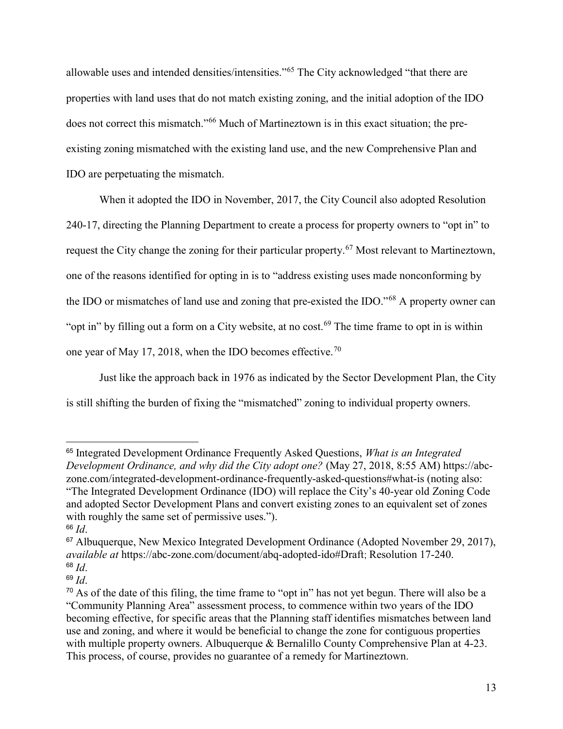allowable uses and intended densities/intensities."[65] The City acknowledged "that there are properties with land uses that do not match existing zoning, and the initial adoption of the IDO does not correct this mismatch."[66] Much of Martineztown is in this exact situation; the pre-existing zoning mismatched with the existing land use, and the new Comprehensive Plan and IDO are perpetuating the mismatch.

When it adopted the IDO in November, 2017, the City Council also adopted Resolution 240-17, directing the Planning Department to create a process for property owners to "opt in" to request the City change the zoning for their particular property.[67] Most relevant to Martineztown, one of the reasons identified for opting in is to "address existing uses made nonconforming by the IDO or mismatches of land use and zoning that pre-existed the IDO."[68] A property owner can "opt in" by filling out a form on a City website, at no cost.[69] The time frame to opt in is within one year of May 17, 2018, when the IDO becomes effective.[70]

Just like the approach back in 1976 as indicated by the Sector Development Plan, the City is still shifting the burden of fixing the "mismatched" zoning to individual property owners.

---

[65] Integrated Development Ordinance Frequently Asked Questions, *What is an Integrated Development Ordinance, and why did the City adopt one?* (May 27, 2018, 8:55 AM) https://abc-zone.com/integrated-development-ordinance-frequently-asked-questions#what-is (noting also: "The Integrated Development Ordinance (IDO) will replace the City's 40-year old Zoning Code and adopted Sector Development Plans and convert existing zones to an equivalent set of zones with roughly the same set of permissive uses.").

[66] *Id*.

[67] Albuquerque, New Mexico Integrated Development Ordinance (Adopted November 29, 2017), *available at* https://abc-zone.com/document/abq-adopted-ido#Draft; Resolution 17-240.

[68] *Id*.

[69] *Id*.

[70] As of the date of this filing, the time frame to "opt in" has not yet begun. There will also be a "Community Planning Area" assessment process, to commence within two years of the IDO becoming effective, for specific areas that the Planning staff identifies mismatches between land use and zoning, and where it would be beneficial to change the zone for contiguous properties with multiple property owners. Albuquerque & Bernalillo County Comprehensive Plan at 4-23. This process, of course, provides no guarantee of a remedy for Martineztown.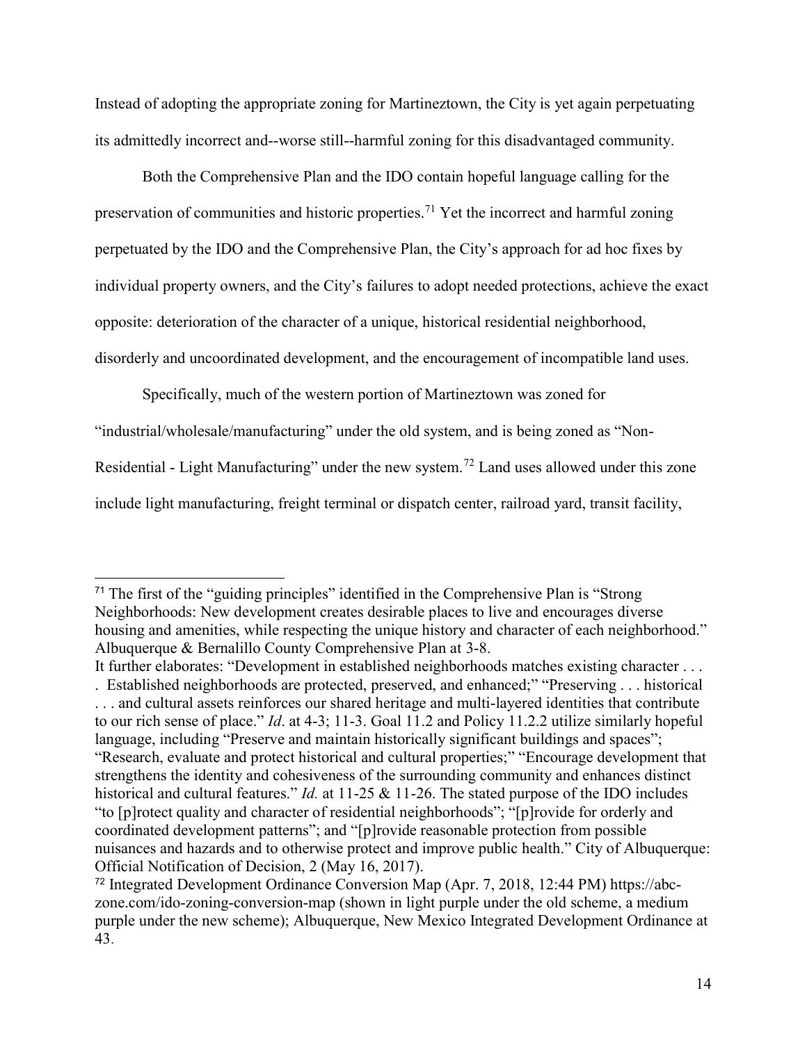Instead of adopting the appropriate zoning for Martineztown, the City is yet again perpetuating its admittedly incorrect and--worse still--harmful zoning for this disadvantaged community.

Both the Comprehensive Plan and the IDO contain hopeful language calling for the preservation of communities and historic properties.[71] Yet the incorrect and harmful zoning perpetuated by the IDO and the Comprehensive Plan, the City's approach for ad hoc fixes by individual property owners, and the City's failures to adopt needed protections, achieve the exact opposite: deterioration of the character of a unique, historical residential neighborhood, disorderly and uncoordinated development, and the encouragement of incompatible land uses.

Specifically, much of the western portion of Martineztown was zoned for "industrial/wholesale/manufacturing" under the old system, and is being zoned as "Non-Residential - Light Manufacturing" under the new system.[72] Land uses allowed under this zone include light manufacturing, freight terminal or dispatch center, railroad yard, transit facility,

---

[71] The first of the "guiding principles" identified in the Comprehensive Plan is "Strong Neighborhoods: New development creates desirable places to live and encourages diverse housing and amenities, while respecting the unique history and character of each neighborhood." Albuquerque & Bernalillo County Comprehensive Plan at 3-8.
It further elaborates: "Development in established neighborhoods matches existing character . . . . Established neighborhoods are protected, preserved, and enhanced;" "Preserving . . . historical . . . and cultural assets reinforces our shared heritage and multi-layered identities that contribute to our rich sense of place." *Id*. at 4-3; 11-3. Goal 11.2 and Policy 11.2.2 utilize similarly hopeful language, including "Preserve and maintain historically significant buildings and spaces"; "Research, evaluate and protect historical and cultural properties;" "Encourage development that strengthens the identity and cohesiveness of the surrounding community and enhances distinct historical and cultural features." *Id.* at 11-25 & 11-26. The stated purpose of the IDO includes "to [p]rotect quality and character of residential neighborhoods"; "[p]rovide for orderly and coordinated development patterns"; and "[p]rovide reasonable protection from possible nuisances and hazards and to otherwise protect and improve public health." City of Albuquerque: Official Notification of Decision, 2 (May 16, 2017).

[72] Integrated Development Ordinance Conversion Map (Apr. 7, 2018, 12:44 PM) https://abc-zone.com/ido-zoning-conversion-map (shown in light purple under the old scheme, a medium purple under the new scheme); Albuquerque, New Mexico Integrated Development Ordinance at 43.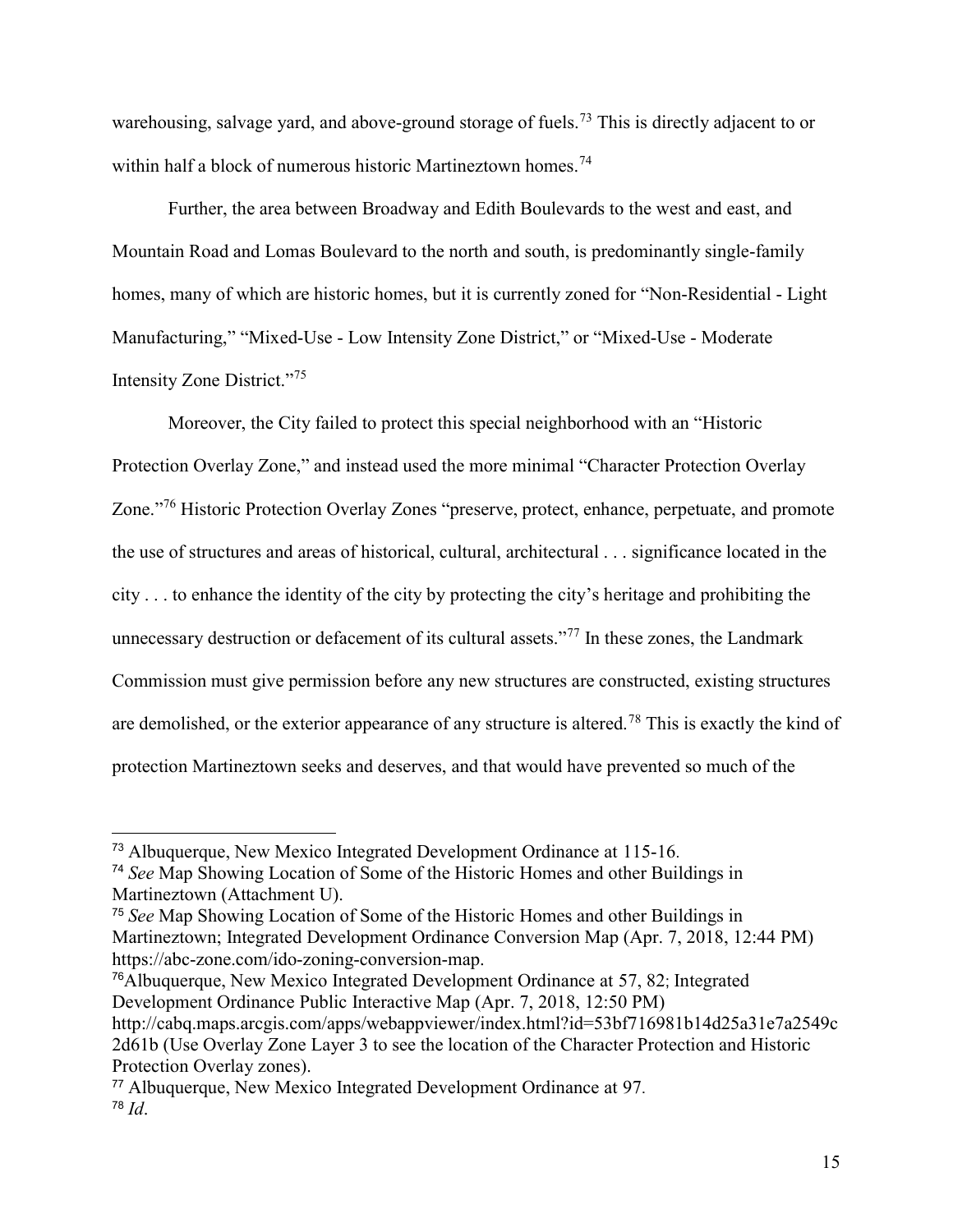warehousing, salvage yard, and above-ground storage of fuels.[73] This is directly adjacent to or within half a block of numerous historic Martineztown homes.[74]

Further, the area between Broadway and Edith Boulevards to the west and east, and Mountain Road and Lomas Boulevard to the north and south, is predominantly single-family homes, many of which are historic homes, but it is currently zoned for "Non-Residential - Light Manufacturing," "Mixed-Use - Low Intensity Zone District," or "Mixed-Use - Moderate Intensity Zone District."[75]

Moreover, the City failed to protect this special neighborhood with an "Historic Protection Overlay Zone," and instead used the more minimal "Character Protection Overlay Zone."[76] Historic Protection Overlay Zones "preserve, protect, enhance, perpetuate, and promote the use of structures and areas of historical, cultural, architectural . . . significance located in the city . . . to enhance the identity of the city by protecting the city's heritage and prohibiting the unnecessary destruction or defacement of its cultural assets."[77] In these zones, the Landmark Commission must give permission before any new structures are constructed, existing structures are demolished, or the exterior appearance of any structure is altered.[78] This is exactly the kind of protection Martineztown seeks and deserves, and that would have prevented so much of the

---

[73] Albuquerque, New Mexico Integrated Development Ordinance at 115-16.

[74] *See* Map Showing Location of Some of the Historic Homes and other Buildings in Martineztown (Attachment U).

[75] *See* Map Showing Location of Some of the Historic Homes and other Buildings in Martineztown; Integrated Development Ordinance Conversion Map (Apr. 7, 2018, 12:44 PM) https://abc-zone.com/ido-zoning-conversion-map.

[76] Albuquerque, New Mexico Integrated Development Ordinance at 57, 82; Integrated Development Ordinance Public Interactive Map (Apr. 7, 2018, 12:50 PM) http://cabq.maps.arcgis.com/apps/webappviewer/index.html?id=53bf716981b14d25a31e7a2549c2d61b (Use Overlay Zone Layer 3 to see the location of the Character Protection and Historic Protection Overlay zones).

[77] Albuquerque, New Mexico Integrated Development Ordinance at 97.

[78] *Id*.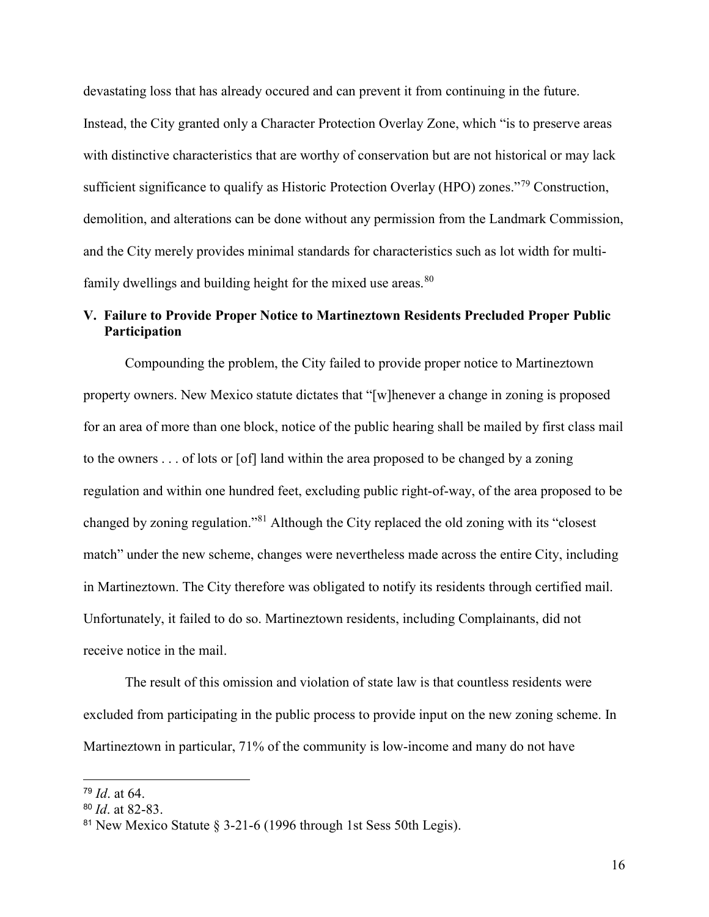devastating loss that has already occured and can prevent it from continuing in the future. Instead, the City granted only a Character Protection Overlay Zone, which "is to preserve areas with distinctive characteristics that are worthy of conservation but are not historical or may lack sufficient significance to qualify as Historic Protection Overlay (HPO) zones."[79] Construction, demolition, and alterations can be done without any permission from the Landmark Commission, and the City merely provides minimal standards for characteristics such as lot width for multi-family dwellings and building height for the mixed use areas.[80]

### V. Failure to Provide Proper Notice to Martineztown Residents Precluded Proper Public Participation

Compounding the problem, the City failed to provide proper notice to Martineztown property owners. New Mexico statute dictates that "[w]henever a change in zoning is proposed for an area of more than one block, notice of the public hearing shall be mailed by first class mail to the owners . . . of lots or [of] land within the area proposed to be changed by a zoning regulation and within one hundred feet, excluding public right-of-way, of the area proposed to be changed by zoning regulation."[81] Although the City replaced the old zoning with its "closest match" under the new scheme, changes were nevertheless made across the entire City, including in Martineztown. The City therefore was obligated to notify its residents through certified mail. Unfortunately, it failed to do so. Martineztown residents, including Complainants, did not receive notice in the mail.

The result of this omission and violation of state law is that countless residents were excluded from participating in the public process to provide input on the new zoning scheme. In Martineztown in particular, 71% of the community is low-income and many do not have

---

[79] *Id*. at 64.

[80] *Id*. at 82-83.

[81] New Mexico Statute § 3-21-6 (1996 through 1st Sess 50th Legis).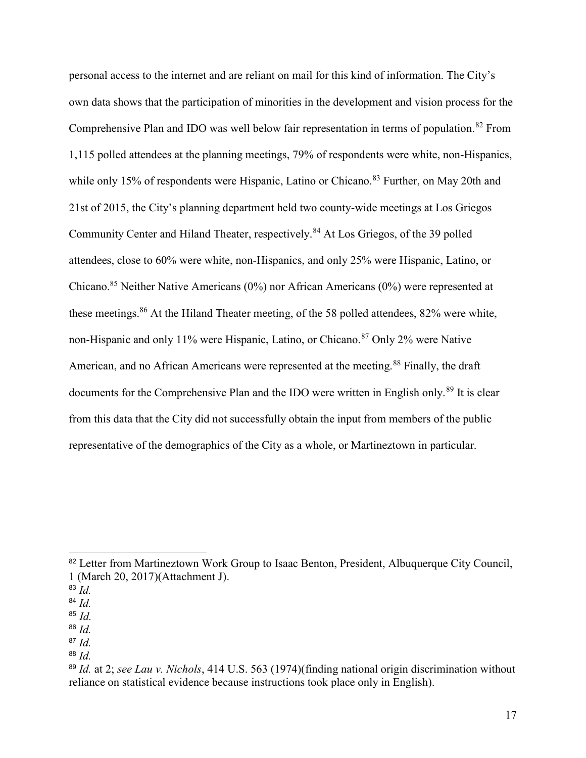personal access to the internet and are reliant on mail for this kind of information. The City's own data shows that the participation of minorities in the development and vision process for the Comprehensive Plan and IDO was well below fair representation in terms of population.[82] From 1,115 polled attendees at the planning meetings, 79% of respondents were white, non-Hispanics, while only 15% of respondents were Hispanic, Latino or Chicano.[83] Further, on May 20th and 21st of 2015, the City's planning department held two county-wide meetings at Los Griegos Community Center and Hiland Theater, respectively.[84] At Los Griegos, of the 39 polled attendees, close to 60% were white, non-Hispanics, and only 25% were Hispanic, Latino, or Chicano.[85] Neither Native Americans (0%) nor African Americans (0%) were represented at these meetings.[86] At the Hiland Theater meeting, of the 58 polled attendees, 82% were white, non-Hispanic and only 11% were Hispanic, Latino, or Chicano.[87] Only 2% were Native American, and no African Americans were represented at the meeting.[88] Finally, the draft documents for the Comprehensive Plan and the IDO were written in English only.[89] It is clear from this data that the City did not successfully obtain the input from members of the public representative of the demographics of the City as a whole, or Martineztown in particular.

---

[82] Letter from Martineztown Work Group to Isaac Benton, President, Albuquerque City Council, 1 (March 20, 2017)(Attachment J).

[83] *Id.*

[84] *Id.*

[85] *Id.*

[86] *Id.*

[87] *Id.*

[88] *Id.*

[89] *Id.* at 2; *see Lau v. Nichols*, 414 U.S. 563 (1974)(finding national origin discrimination without reliance on statistical evidence because instructions took place only in English).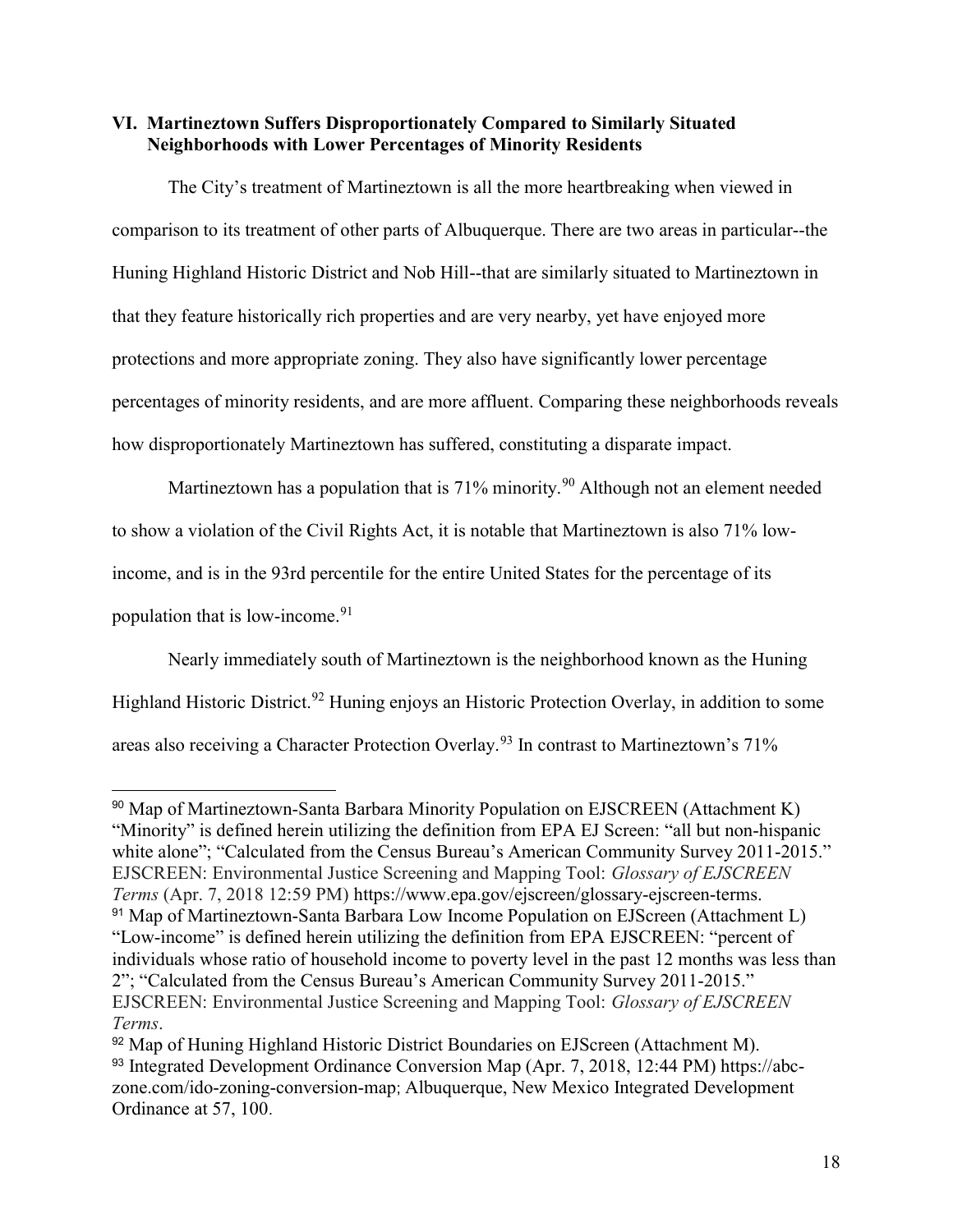## VI. Martineztown Suffers Disproportionately Compared to Similarly Situated Neighborhoods with Lower Percentages of Minority Residents

The City's treatment of Martineztown is all the more heartbreaking when viewed in comparison to its treatment of other parts of Albuquerque. There are two areas in particular--the Huning Highland Historic District and Nob Hill--that are similarly situated to Martineztown in that they feature historically rich properties and are very nearby, yet have enjoyed more protections and more appropriate zoning. They also have significantly lower percentage percentages of minority residents, and are more affluent. Comparing these neighborhoods reveals how disproportionately Martineztown has suffered, constituting a disparate impact.

Martineztown has a population that is 71% minority.[90] Although not an element needed to show a violation of the Civil Rights Act, it is notable that Martineztown is also 71% low-income, and is in the 93rd percentile for the entire United States for the percentage of its population that is low-income.[91]

Nearly immediately south of Martineztown is the neighborhood known as the Huning Highland Historic District.[92] Huning enjoys an Historic Protection Overlay, in addition to some areas also receiving a Character Protection Overlay.[93] In contrast to Martineztown's 71%

---

[90] Map of Martineztown-Santa Barbara Minority Population on EJSCREEN (Attachment K) "Minority" is defined herein utilizing the definition from EPA EJ Screen: "all but non-hispanic white alone"; "Calculated from the Census Bureau's American Community Survey 2011-2015." EJSCREEN: Environmental Justice Screening and Mapping Tool: *Glossary of EJSCREEN Terms* (Apr. 7, 2018 12:59 PM) https://www.epa.gov/ejscreen/glossary-ejscreen-terms.

[91] Map of Martineztown-Santa Barbara Low Income Population on EJScreen (Attachment L) "Low-income" is defined herein utilizing the definition from EPA EJSCREEN: "percent of individuals whose ratio of household income to poverty level in the past 12 months was less than 2"; "Calculated from the Census Bureau's American Community Survey 2011-2015." EJSCREEN: Environmental Justice Screening and Mapping Tool: *Glossary of EJSCREEN Terms*.

[92] Map of Huning Highland Historic District Boundaries on EJScreen (Attachment M).

[93] Integrated Development Ordinance Conversion Map (Apr. 7, 2018, 12:44 PM) https://abc-zone.com/ido-zoning-conversion-map; Albuquerque, New Mexico Integrated Development Ordinance at 57, 100.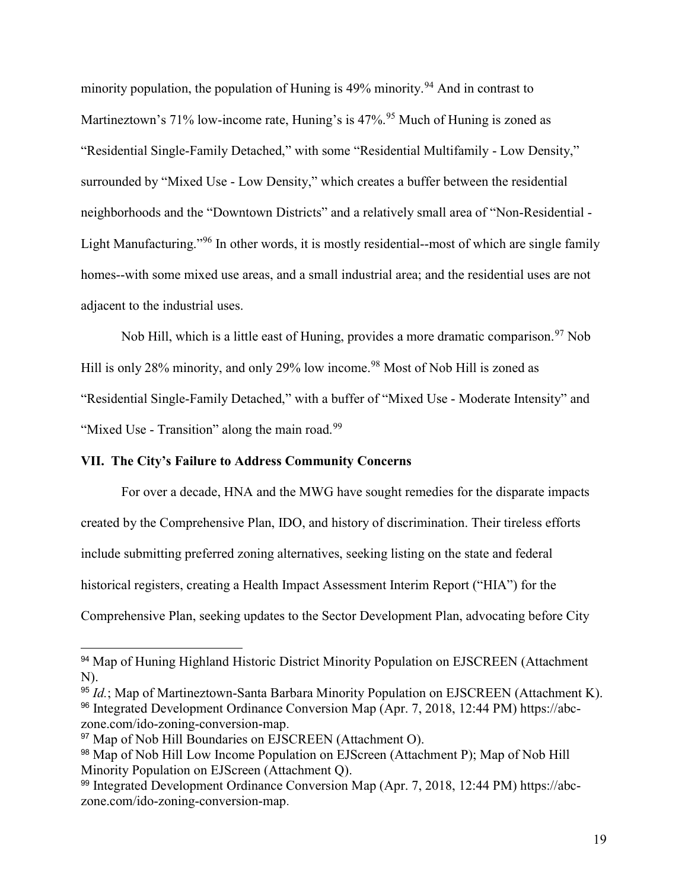minority population, the population of Huning is 49% minority.[94] And in contrast to Martineztown's 71% low-income rate, Huning's is 47%.[95] Much of Huning is zoned as "Residential Single-Family Detached," with some "Residential Multifamily - Low Density," surrounded by "Mixed Use - Low Density," which creates a buffer between the residential neighborhoods and the "Downtown Districts" and a relatively small area of "Non-Residential - Light Manufacturing."[96] In other words, it is mostly residential--most of which are single family homes--with some mixed use areas, and a small industrial area; and the residential uses are not adjacent to the industrial uses.

Nob Hill, which is a little east of Huning, provides a more dramatic comparison.[97] Nob Hill is only 28% minority, and only 29% low income.[98] Most of Nob Hill is zoned as "Residential Single-Family Detached," with a buffer of "Mixed Use - Moderate Intensity" and "Mixed Use - Transition" along the main road.[99]

## VII. The City's Failure to Address Community Concerns

For over a decade, HNA and the MWG have sought remedies for the disparate impacts created by the Comprehensive Plan, IDO, and history of discrimination. Their tireless efforts include submitting preferred zoning alternatives, seeking listing on the state and federal historical registers, creating a Health Impact Assessment Interim Report ("HIA") for the Comprehensive Plan, seeking updates to the Sector Development Plan, advocating before City

---

[94] Map of Huning Highland Historic District Minority Population on EJSCREEN (Attachment N).

[95] *Id.*; Map of Martineztown-Santa Barbara Minority Population on EJSCREEN (Attachment K).

[96] Integrated Development Ordinance Conversion Map (Apr. 7, 2018, 12:44 PM) https://abc-zone.com/ido-zoning-conversion-map.

[97] Map of Nob Hill Boundaries on EJSCREEN (Attachment O).

[98] Map of Nob Hill Low Income Population on EJScreen (Attachment P); Map of Nob Hill Minority Population on EJScreen (Attachment Q).

[99] Integrated Development Ordinance Conversion Map (Apr. 7, 2018, 12:44 PM) https://abc-zone.com/ido-zoning-conversion-map.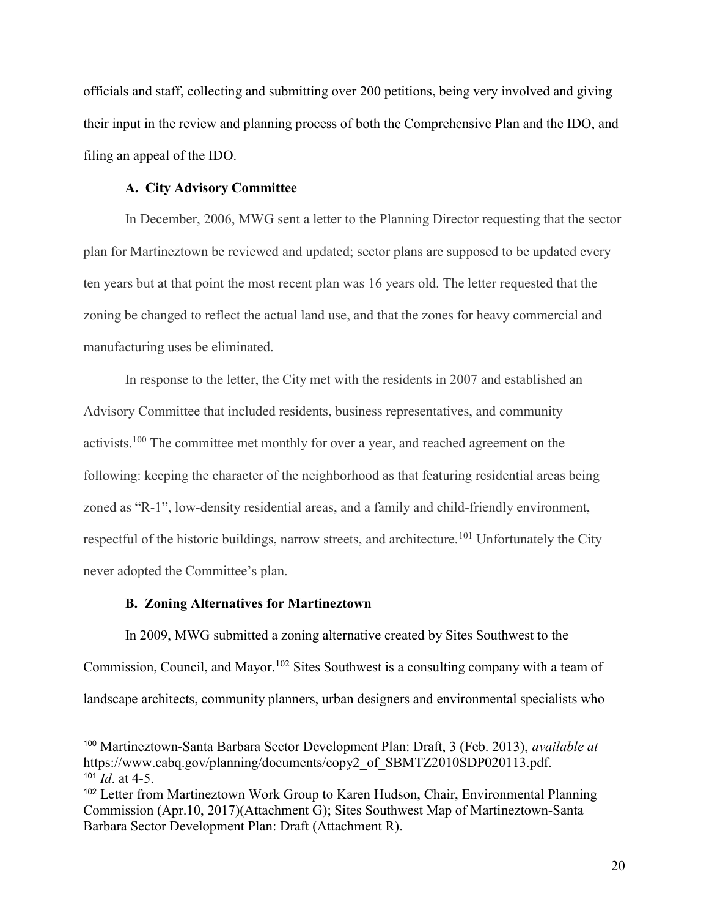officials and staff, collecting and submitting over 200 petitions, being very involved and giving their input in the review and planning process of both the Comprehensive Plan and the IDO, and filing an appeal of the IDO.

### A. City Advisory Committee

In December, 2006, MWG sent a letter to the Planning Director requesting that the sector plan for Martineztown be reviewed and updated; sector plans are supposed to be updated every ten years but at that point the most recent plan was 16 years old. The letter requested that the zoning be changed to reflect the actual land use, and that the zones for heavy commercial and manufacturing uses be eliminated.

In response to the letter, the City met with the residents in 2007 and established an Advisory Committee that included residents, business representatives, and community activists.[100] The committee met monthly for over a year, and reached agreement on the following: keeping the character of the neighborhood as that featuring residential areas being zoned as "R-1", low-density residential areas, and a family and child-friendly environment, respectful of the historic buildings, narrow streets, and architecture.[101] Unfortunately the City never adopted the Committee's plan.

### B. Zoning Alternatives for Martineztown

In 2009, MWG submitted a zoning alternative created by Sites Southwest to the Commission, Council, and Mayor.[102] Sites Southwest is a consulting company with a team of landscape architects, community planners, urban designers and environmental specialists who

---

[100] Martineztown-Santa Barbara Sector Development Plan: Draft, 3 (Feb. 2013), *available at* https://www.cabq.gov/planning/documents/copy2_of_SBMTZ2010SDP020113.pdf.

[101] *Id*. at 4-5.

[102] Letter from Martineztown Work Group to Karen Hudson, Chair, Environmental Planning Commission (Apr.10, 2017)(Attachment G); Sites Southwest Map of Martineztown-Santa Barbara Sector Development Plan: Draft (Attachment R).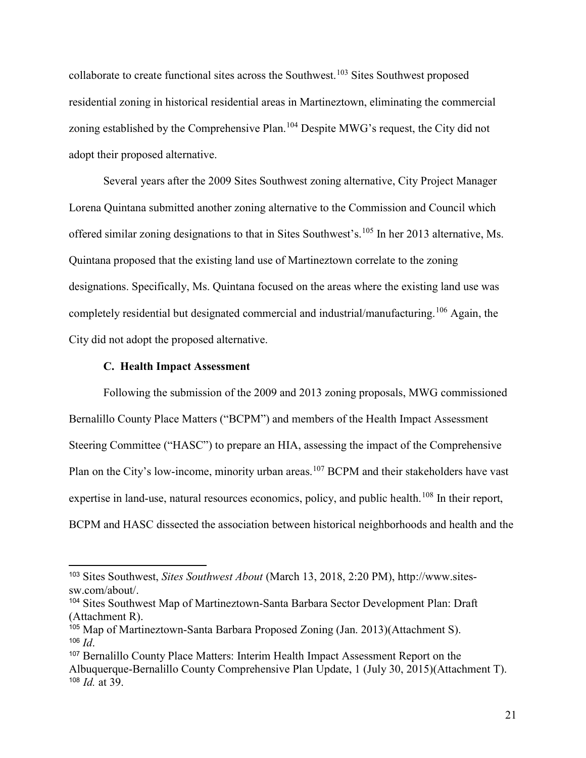collaborate to create functional sites across the Southwest.[103] Sites Southwest proposed residential zoning in historical residential areas in Martineztown, eliminating the commercial zoning established by the Comprehensive Plan.[104] Despite MWG's request, the City did not adopt their proposed alternative.

Several years after the 2009 Sites Southwest zoning alternative, City Project Manager Lorena Quintana submitted another zoning alternative to the Commission and Council which offered similar zoning designations to that in Sites Southwest's.[105] In her 2013 alternative, Ms. Quintana proposed that the existing land use of Martineztown correlate to the zoning designations. Specifically, Ms. Quintana focused on the areas where the existing land use was completely residential but designated commercial and industrial/manufacturing.[106] Again, the City did not adopt the proposed alternative.

### C. Health Impact Assessment

Following the submission of the 2009 and 2013 zoning proposals, MWG commissioned Bernalillo County Place Matters ("BCPM") and members of the Health Impact Assessment Steering Committee ("HASC") to prepare an HIA, assessing the impact of the Comprehensive Plan on the City's low-income, minority urban areas.[107] BCPM and their stakeholders have vast expertise in land-use, natural resources economics, policy, and public health.[108] In their report, BCPM and HASC dissected the association between historical neighborhoods and health and the

---

[103] Sites Southwest, *Sites Southwest About* (March 13, 2018, 2:20 PM), http://www.sites-sw.com/about/.

[104] Sites Southwest Map of Martineztown-Santa Barbara Sector Development Plan: Draft (Attachment R).

[105] Map of Martineztown-Santa Barbara Proposed Zoning (Jan. 2013)(Attachment S).

[106] *Id*.

[107] Bernalillo County Place Matters: Interim Health Impact Assessment Report on the Albuquerque-Bernalillo County Comprehensive Plan Update, 1 (July 30, 2015)(Attachment T).

[108] *Id.* at 39.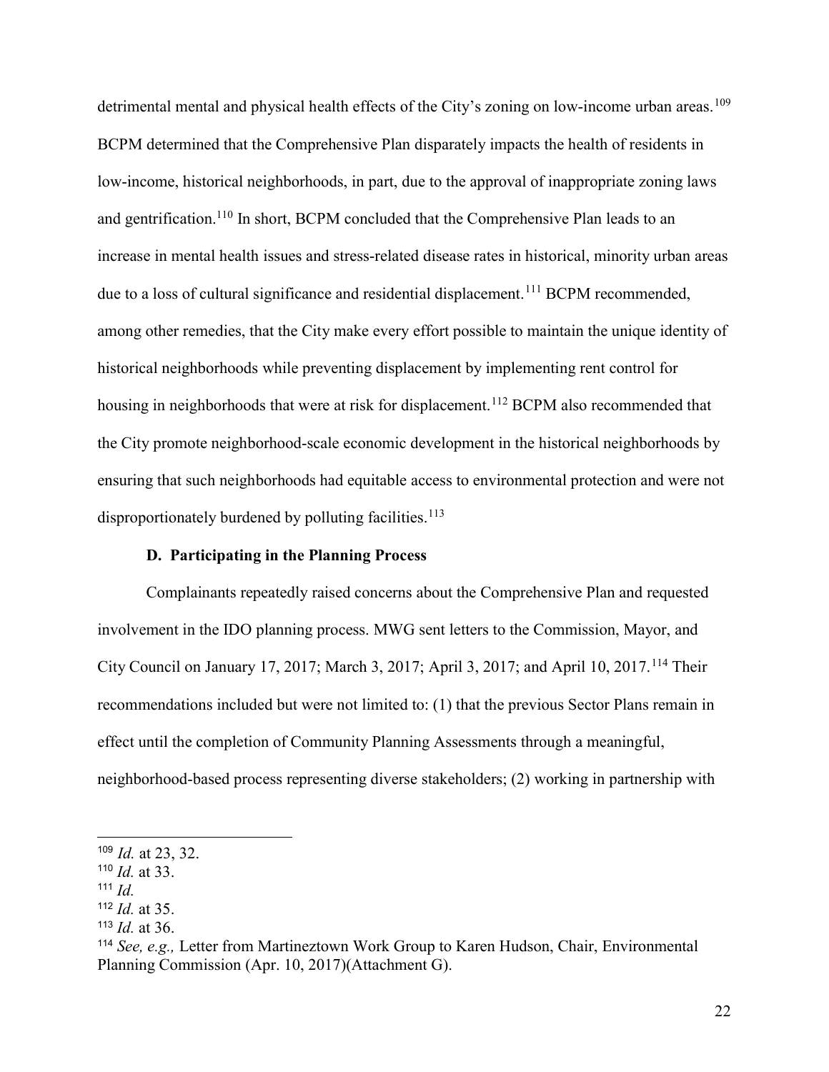detrimental mental and physical health effects of the City's zoning on low-income urban areas.[109] BCPM determined that the Comprehensive Plan disparately impacts the health of residents in low-income, historical neighborhoods, in part, due to the approval of inappropriate zoning laws and gentrification.[110] In short, BCPM concluded that the Comprehensive Plan leads to an increase in mental health issues and stress-related disease rates in historical, minority urban areas due to a loss of cultural significance and residential displacement.[111] BCPM recommended, among other remedies, that the City make every effort possible to maintain the unique identity of historical neighborhoods while preventing displacement by implementing rent control for housing in neighborhoods that were at risk for displacement.[112] BCPM also recommended that the City promote neighborhood-scale economic development in the historical neighborhoods by ensuring that such neighborhoods had equitable access to environmental protection and were not disproportionately burdened by polluting facilities.[113]

### D. Participating in the Planning Process

Complainants repeatedly raised concerns about the Comprehensive Plan and requested involvement in the IDO planning process. MWG sent letters to the Commission, Mayor, and City Council on January 17, 2017; March 3, 2017; April 3, 2017; and April 10, 2017.[114] Their recommendations included but were not limited to: (1) that the previous Sector Plans remain in effect until the completion of Community Planning Assessments through a meaningful, neighborhood-based process representing diverse stakeholders; (2) working in partnership with

---

[109] *Id.* at 23, 32.

[110] *Id.* at 33.

[111] *Id.*

[112] *Id.* at 35.

[113] *Id.* at 36.

[114] *See, e.g.,* Letter from Martineztown Work Group to Karen Hudson, Chair, Environmental Planning Commission (Apr. 10, 2017)(Attachment G).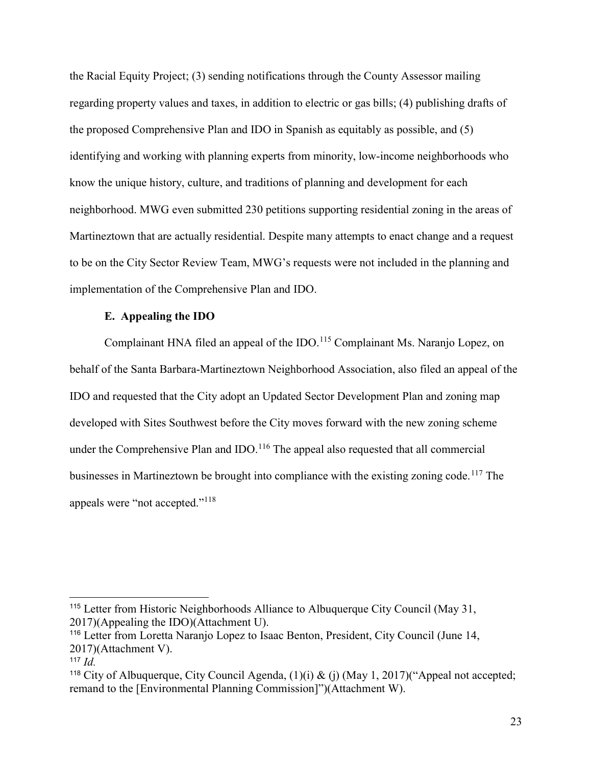the Racial Equity Project; (3) sending notifications through the County Assessor mailing regarding property values and taxes, in addition to electric or gas bills; (4) publishing drafts of the proposed Comprehensive Plan and IDO in Spanish as equitably as possible, and (5) identifying and working with planning experts from minority, low-income neighborhoods who know the unique history, culture, and traditions of planning and development for each neighborhood. MWG even submitted 230 petitions supporting residential zoning in the areas of Martineztown that are actually residential. Despite many attempts to enact change and a request to be on the City Sector Review Team, MWG's requests were not included in the planning and implementation of the Comprehensive Plan and IDO.

### E. Appealing the IDO

Complainant HNA filed an appeal of the IDO.[115] Complainant Ms. Naranjo Lopez, on behalf of the Santa Barbara-Martineztown Neighborhood Association, also filed an appeal of the IDO and requested that the City adopt an Updated Sector Development Plan and zoning map developed with Sites Southwest before the City moves forward with the new zoning scheme under the Comprehensive Plan and IDO.[116] The appeal also requested that all commercial businesses in Martineztown be brought into compliance with the existing zoning code.[117] The appeals were "not accepted."[118]

---

[115] Letter from Historic Neighborhoods Alliance to Albuquerque City Council (May 31, 2017)(Appealing the IDO)(Attachment U).

[116] Letter from Loretta Naranjo Lopez to Isaac Benton, President, City Council (June 14, 2017)(Attachment V).

[117] *Id.*

[118] City of Albuquerque, City Council Agenda, (1)(i) & (j) (May 1, 2017)("Appeal not accepted; remand to the [Environmental Planning Commission]")(Attachment W).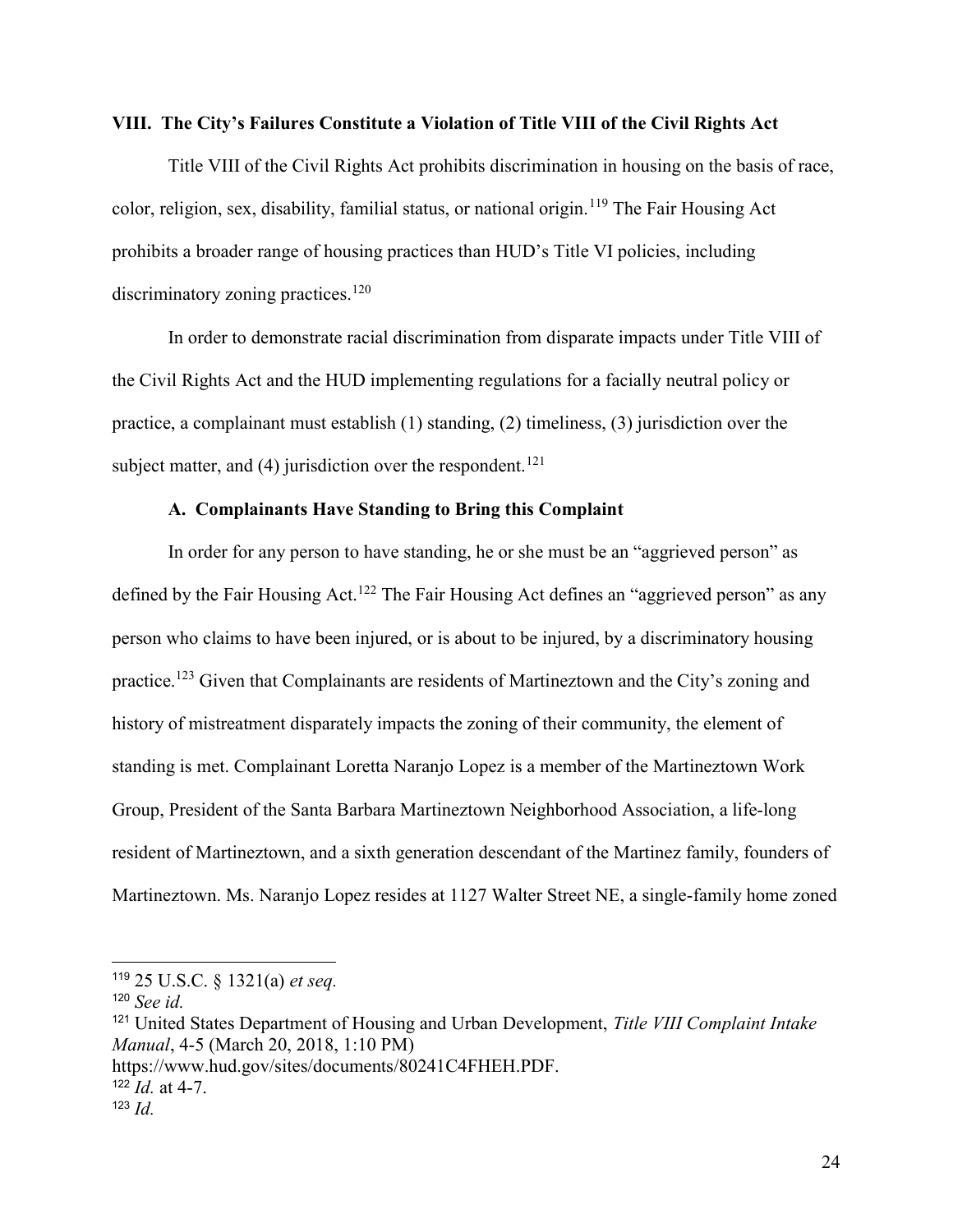## VIII. The City's Failures Constitute a Violation of Title VIII of the Civil Rights Act

Title VIII of the Civil Rights Act prohibits discrimination in housing on the basis of race, color, religion, sex, disability, familial status, or national origin.[119] The Fair Housing Act prohibits a broader range of housing practices than HUD's Title VI policies, including discriminatory zoning practices.[120]

In order to demonstrate racial discrimination from disparate impacts under Title VIII of the Civil Rights Act and the HUD implementing regulations for a facially neutral policy or practice, a complainant must establish (1) standing, (2) timeliness, (3) jurisdiction over the subject matter, and (4) jurisdiction over the respondent.[121]

### A. Complainants Have Standing to Bring this Complaint

In order for any person to have standing, he or she must be an "aggrieved person" as defined by the Fair Housing Act.[122] The Fair Housing Act defines an "aggrieved person" as any person who claims to have been injured, or is about to be injured, by a discriminatory housing practice.[123] Given that Complainants are residents of Martineztown and the City's zoning and history of mistreatment disparately impacts the zoning of their community, the element of standing is met. Complainant Loretta Naranjo Lopez is a member of the Martineztown Work Group, President of the Santa Barbara Martineztown Neighborhood Association, a life-long resident of Martineztown, and a sixth generation descendant of the Martinez family, founders of Martineztown. Ms. Naranjo Lopez resides at 1127 Walter Street NE, a single-family home zoned

---

[119] 25 U.S.C. § 1321(a) *et seq.*

[120] *See id.*

[121] United States Department of Housing and Urban Development, *Title VIII Complaint Intake Manual*, 4-5 (March 20, 2018, 1:10 PM) https://www.hud.gov/sites/documents/80241C4FHEH.PDF.

[122] *Id.* at 4-7.

[123] *Id.*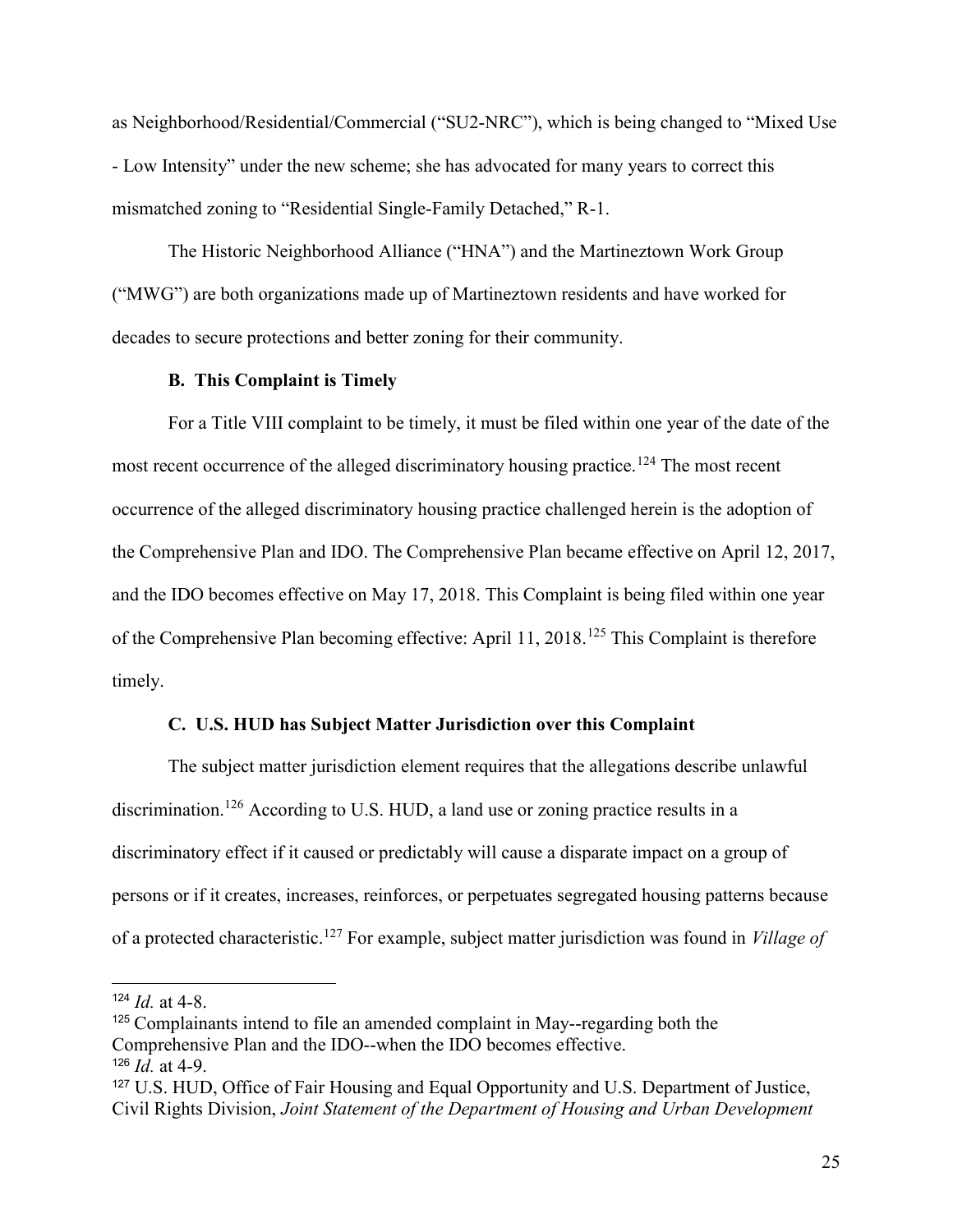as Neighborhood/Residential/Commercial ("SU2-NRC"), which is being changed to "Mixed Use - Low Intensity" under the new scheme; she has advocated for many years to correct this mismatched zoning to "Residential Single-Family Detached," R-1.

The Historic Neighborhood Alliance ("HNA") and the Martineztown Work Group ("MWG") are both organizations made up of Martineztown residents and have worked for decades to secure protections and better zoning for their community.

### B. This Complaint is Timely

For a Title VIII complaint to be timely, it must be filed within one year of the date of the most recent occurrence of the alleged discriminatory housing practice.[124] The most recent occurrence of the alleged discriminatory housing practice challenged herein is the adoption of the Comprehensive Plan and IDO. The Comprehensive Plan became effective on April 12, 2017, and the IDO becomes effective on May 17, 2018. This Complaint is being filed within one year of the Comprehensive Plan becoming effective: April 11, 2018.[125] This Complaint is therefore timely.

### C. U.S. HUD has Subject Matter Jurisdiction over this Complaint

The subject matter jurisdiction element requires that the allegations describe unlawful discrimination.[126] According to U.S. HUD, a land use or zoning practice results in a discriminatory effect if it caused or predictably will cause a disparate impact on a group of persons or if it creates, increases, reinforces, or perpetuates segregated housing patterns because of a protected characteristic.[127] For example, subject matter jurisdiction was found in *Village of*

---

[124] *Id.* at 4-8.

[125] Complainants intend to file an amended complaint in May--regarding both the Comprehensive Plan and the IDO--when the IDO becomes effective.

[126] *Id.* at 4-9.

[127] U.S. HUD, Office of Fair Housing and Equal Opportunity and U.S. Department of Justice, Civil Rights Division, *Joint Statement of the Department of Housing and Urban Development*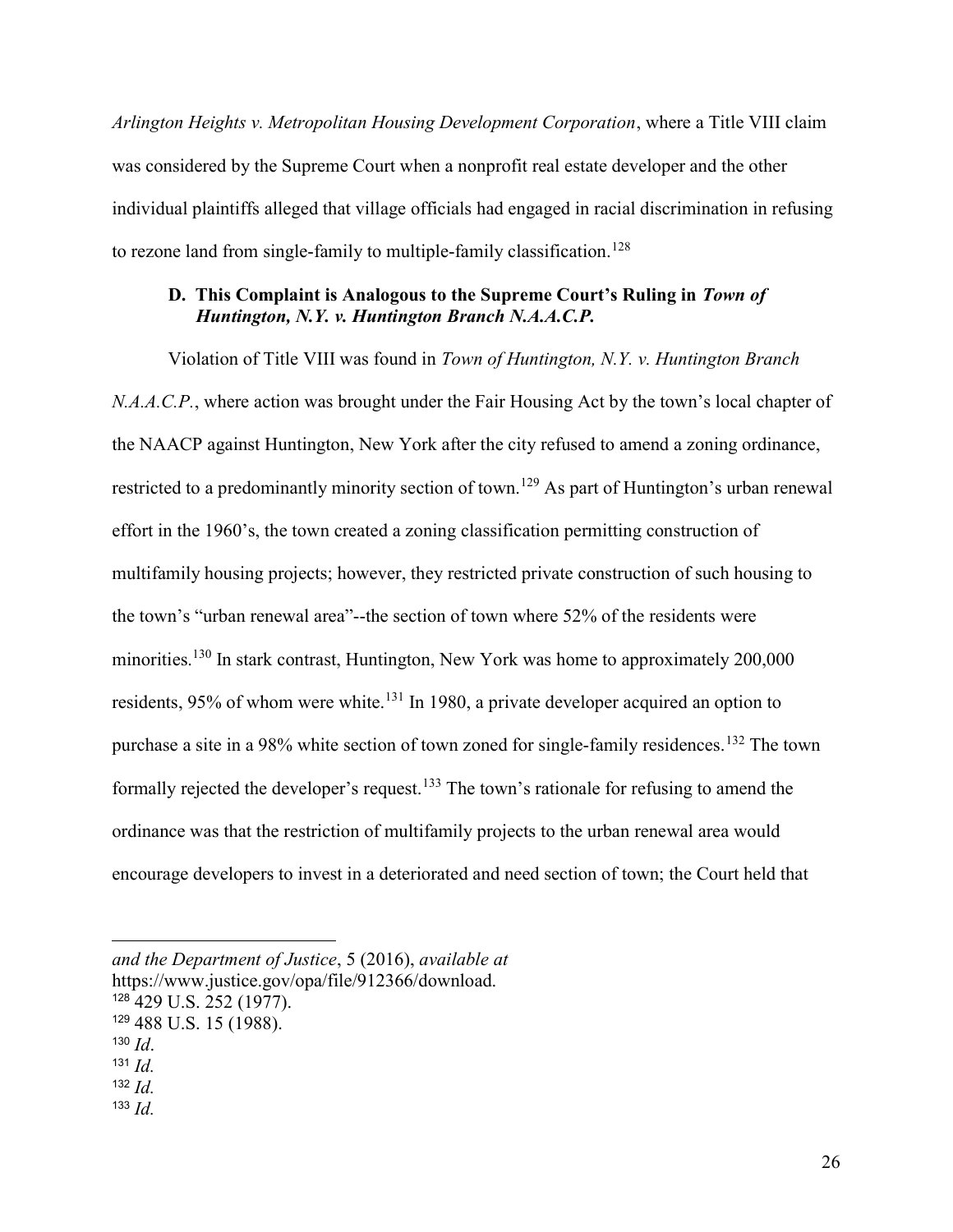*Arlington Heights v. Metropolitan Housing Development Corporation*, where a Title VIII claim was considered by the Supreme Court when a nonprofit real estate developer and the other individual plaintiffs alleged that village officials had engaged in racial discrimination in refusing to rezone land from single-family to multiple-family classification.[128]

### D. This Complaint is Analogous to the Supreme Court's Ruling in *Town of Huntington, N.Y. v. Huntington Branch N.A.A.C.P.*

Violation of Title VIII was found in *Town of Huntington, N.Y. v. Huntington Branch N.A.A.C.P.*, where action was brought under the Fair Housing Act by the town's local chapter of the NAACP against Huntington, New York after the city refused to amend a zoning ordinance, restricted to a predominantly minority section of town.[129] As part of Huntington's urban renewal effort in the 1960's, the town created a zoning classification permitting construction of multifamily housing projects; however, they restricted private construction of such housing to the town's "urban renewal area"--the section of town where 52% of the residents were minorities.[130] In stark contrast, Huntington, New York was home to approximately 200,000 residents, 95% of whom were white.[131] In 1980, a private developer acquired an option to purchase a site in a 98% white section of town zoned for single-family residences.[132] The town formally rejected the developer's request.[133] The town's rationale for refusing to amend the ordinance was that the restriction of multifamily projects to the urban renewal area would encourage developers to invest in a deteriorated and need section of town; the Court held that

---

*and the Department of Justice*, 5 (2016), *available at* https://www.justice.gov/opa/file/912366/download.

[128] 429 U.S. 252 (1977).

[129] 488 U.S. 15 (1988).

[130] *Id*.

[131] *Id.*

[132] *Id.*

[133] *Id.*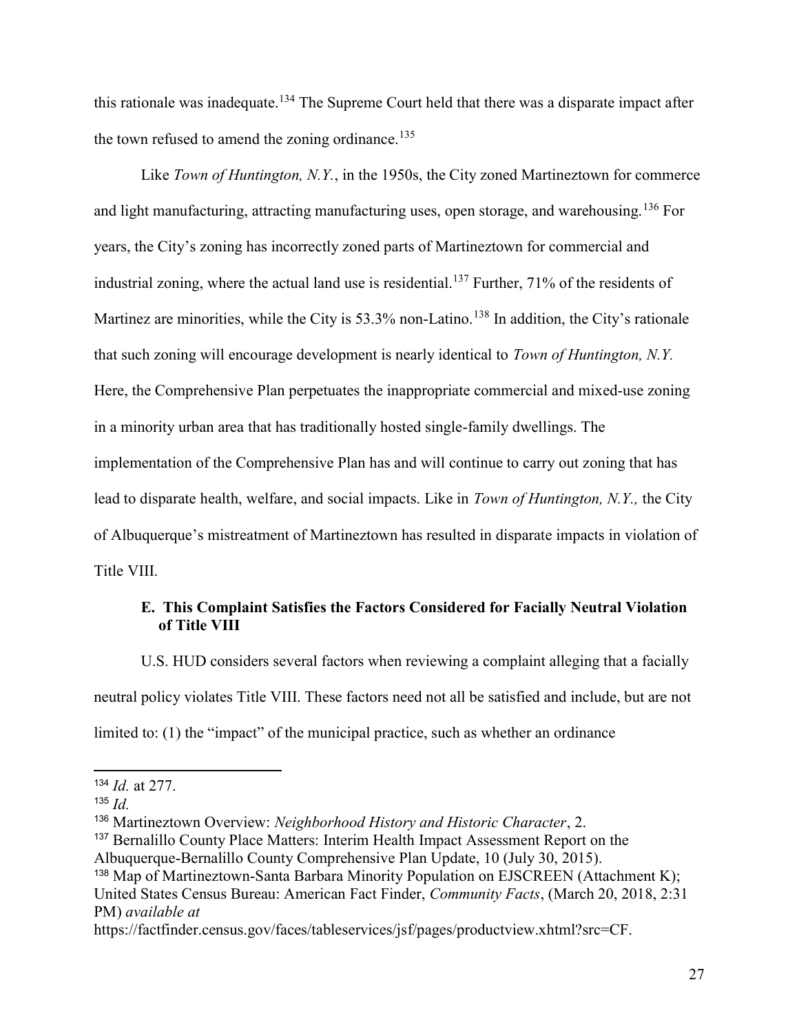this rationale was inadequate.[134] The Supreme Court held that there was a disparate impact after the town refused to amend the zoning ordinance.[135]

Like *Town of Huntington, N.Y.*, in the 1950s, the City zoned Martineztown for commerce and light manufacturing, attracting manufacturing uses, open storage, and warehousing.[136] For years, the City's zoning has incorrectly zoned parts of Martineztown for commercial and industrial zoning, where the actual land use is residential.[137] Further, 71% of the residents of Martinez are minorities, while the City is 53.3% non-Latino.[138] In addition, the City's rationale that such zoning will encourage development is nearly identical to *Town of Huntington, N.Y.* Here, the Comprehensive Plan perpetuates the inappropriate commercial and mixed-use zoning in a minority urban area that has traditionally hosted single-family dwellings. The implementation of the Comprehensive Plan has and will continue to carry out zoning that has lead to disparate health, welfare, and social impacts. Like in *Town of Huntington, N.Y.,* the City of Albuquerque's mistreatment of Martineztown has resulted in disparate impacts in violation of Title VIII.

### E. This Complaint Satisfies the Factors Considered for Facially Neutral Violation of Title VIII

U.S. HUD considers several factors when reviewing a complaint alleging that a facially neutral policy violates Title VIII. These factors need not all be satisfied and include, but are not limited to: (1) the "impact" of the municipal practice, such as whether an ordinance

---

[134] *Id.* at 277.

[135] *Id.*

[136] Martineztown Overview: *Neighborhood History and Historic Character*, 2.

[137] Bernalillo County Place Matters: Interim Health Impact Assessment Report on the Albuquerque-Bernalillo County Comprehensive Plan Update, 10 (July 30, 2015).

[138] Map of Martineztown-Santa Barbara Minority Population on EJSCREEN (Attachment K); United States Census Bureau: American Fact Finder, *Community Facts*, (March 20, 2018, 2:31 PM) *available at* https://factfinder.census.gov/faces/tableservices/jsf/pages/productview.xhtml?src=CF.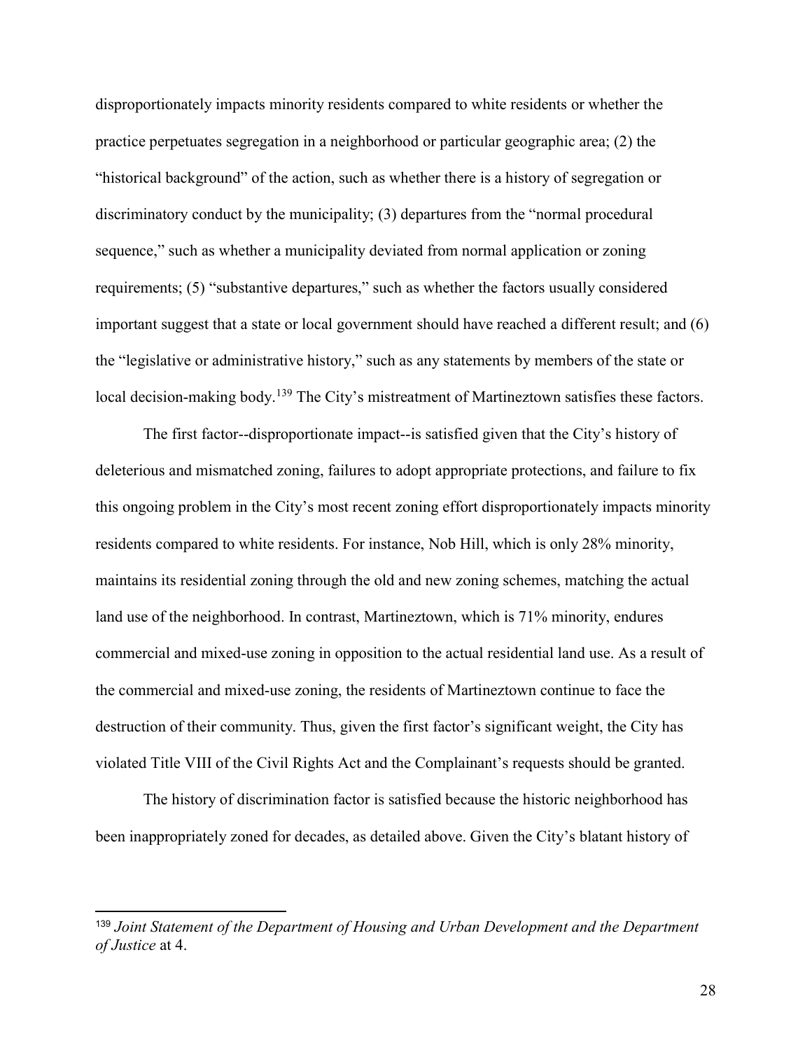disproportionately impacts minority residents compared to white residents or whether the practice perpetuates segregation in a neighborhood or particular geographic area; (2) the "historical background" of the action, such as whether there is a history of segregation or discriminatory conduct by the municipality; (3) departures from the "normal procedural sequence," such as whether a municipality deviated from normal application or zoning requirements; (5) "substantive departures," such as whether the factors usually considered important suggest that a state or local government should have reached a different result; and (6) the "legislative or administrative history," such as any statements by members of the state or local decision-making body.[139] The City's mistreatment of Martineztown satisfies these factors.

The first factor--disproportionate impact--is satisfied given that the City's history of deleterious and mismatched zoning, failures to adopt appropriate protections, and failure to fix this ongoing problem in the City's most recent zoning effort disproportionately impacts minority residents compared to white residents. For instance, Nob Hill, which is only 28% minority, maintains its residential zoning through the old and new zoning schemes, matching the actual land use of the neighborhood. In contrast, Martineztown, which is 71% minority, endures commercial and mixed-use zoning in opposition to the actual residential land use. As a result of the commercial and mixed-use zoning, the residents of Martineztown continue to face the destruction of their community. Thus, given the first factor's significant weight, the City has violated Title VIII of the Civil Rights Act and the Complainant's requests should be granted.

The history of discrimination factor is satisfied because the historic neighborhood has been inappropriately zoned for decades, as detailed above. Given the City's blatant history of

---

[139] *Joint Statement of the Department of Housing and Urban Development and the Department of Justice* at 4.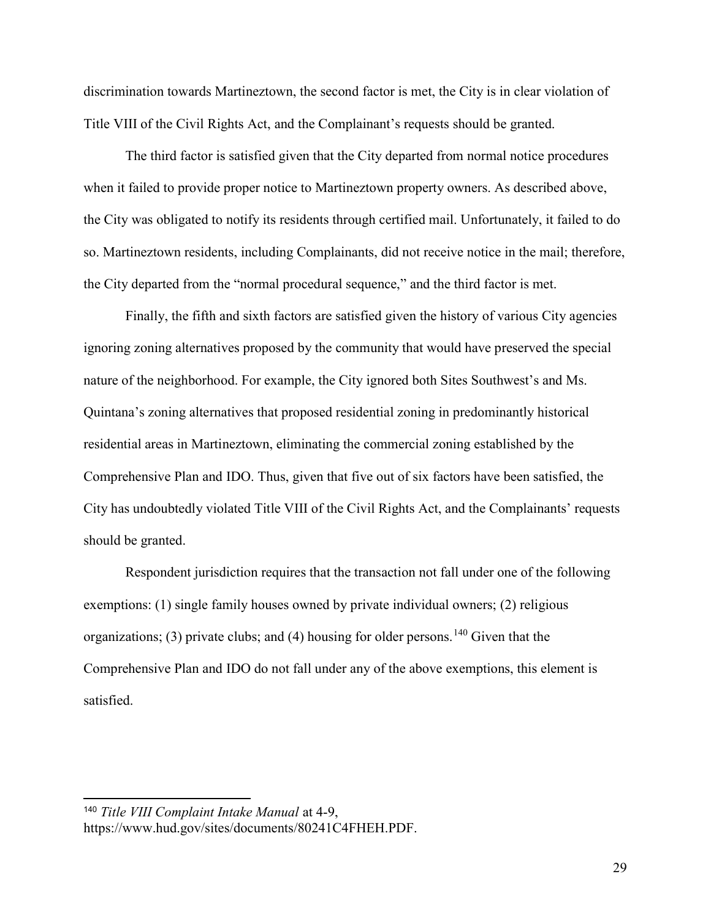discrimination towards Martineztown, the second factor is met, the City is in clear violation of Title VIII of the Civil Rights Act, and the Complainant's requests should be granted.

The third factor is satisfied given that the City departed from normal notice procedures when it failed to provide proper notice to Martineztown property owners. As described above, the City was obligated to notify its residents through certified mail. Unfortunately, it failed to do so. Martineztown residents, including Complainants, did not receive notice in the mail; therefore, the City departed from the "normal procedural sequence," and the third factor is met.

Finally, the fifth and sixth factors are satisfied given the history of various City agencies ignoring zoning alternatives proposed by the community that would have preserved the special nature of the neighborhood. For example, the City ignored both Sites Southwest's and Ms. Quintana's zoning alternatives that proposed residential zoning in predominantly historical residential areas in Martineztown, eliminating the commercial zoning established by the Comprehensive Plan and IDO. Thus, given that five out of six factors have been satisfied, the City has undoubtedly violated Title VIII of the Civil Rights Act, and the Complainants' requests should be granted.

Respondent jurisdiction requires that the transaction not fall under one of the following exemptions: (1) single family houses owned by private individual owners; (2) religious organizations; (3) private clubs; and (4) housing for older persons.[140] Given that the Comprehensive Plan and IDO do not fall under any of the above exemptions, this element is satisfied.

---

[140] *Title VIII Complaint Intake Manual* at 4-9, https://www.hud.gov/sites/documents/80241C4FHEH.PDF.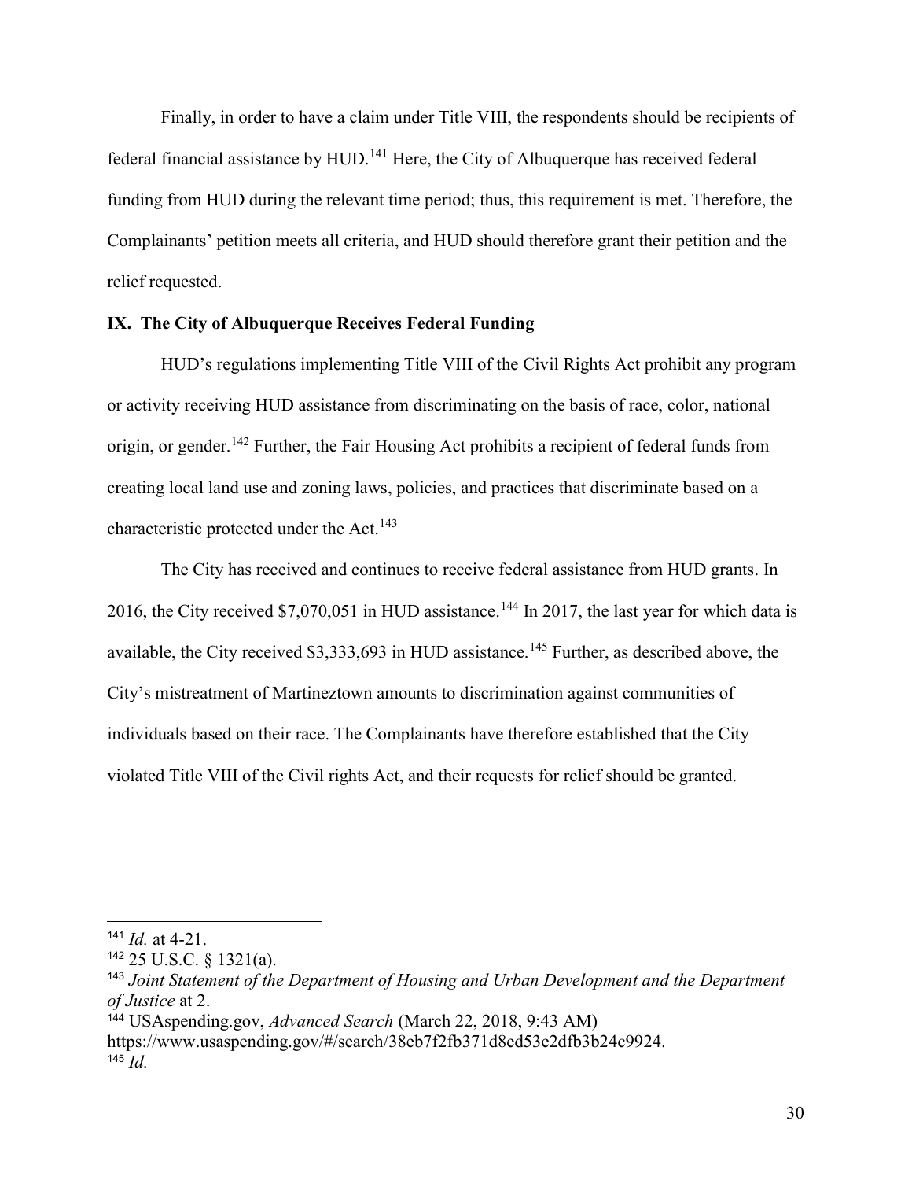Finally, in order to have a claim under Title VIII, the respondents should be recipients of federal financial assistance by HUD.[141] Here, the City of Albuquerque has received federal funding from HUD during the relevant time period; thus, this requirement is met. Therefore, the Complainants' petition meets all criteria, and HUD should therefore grant their petition and the relief requested.

## IX. The City of Albuquerque Receives Federal Funding

HUD's regulations implementing Title VIII of the Civil Rights Act prohibit any program or activity receiving HUD assistance from discriminating on the basis of race, color, national origin, or gender.[142] Further, the Fair Housing Act prohibits a recipient of federal funds from creating local land use and zoning laws, policies, and practices that discriminate based on a characteristic protected under the Act.[143]

The City has received and continues to receive federal assistance from HUD grants. In 2016, the City received $7,070,051 in HUD assistance.[144] In 2017, the last year for which data is available, the City received $3,333,693 in HUD assistance.[145] Further, as described above, the City's mistreatment of Martineztown amounts to discrimination against communities of individuals based on their race. The Complainants have therefore established that the City violated Title VIII of the Civil rights Act, and their requests for relief should be granted.

---

[141] *Id.* at 4-21.

[142] 25 U.S.C. § 1321(a).

[143] *Joint Statement of the Department of Housing and Urban Development and the Department of Justice* at 2.

[144] USAspending.gov, *Advanced Search* (March 22, 2018, 9:43 AM) https://www.usaspending.gov/#/search/38eb7f2fb371d8ed53e2dfb3b24c9924.

[145] *Id.*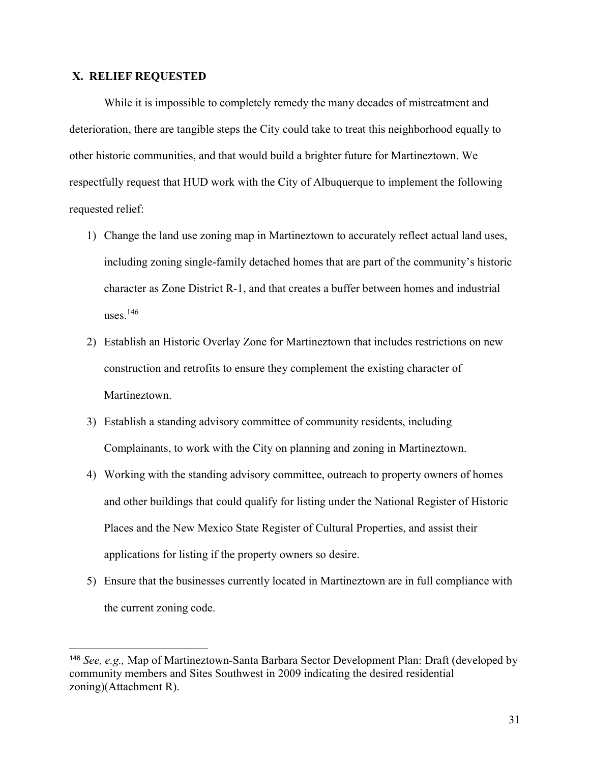## X. RELIEF REQUESTED

While it is impossible to completely remedy the many decades of mistreatment and deterioration, there are tangible steps the City could take to treat this neighborhood equally to other historic communities, and that would build a brighter future for Martineztown. We respectfully request that HUD work with the City of Albuquerque to implement the following requested relief:

1) Change the land use zoning map in Martineztown to accurately reflect actual land uses, including zoning single-family detached homes that are part of the community's historic character as Zone District R-1, and that creates a buffer between homes and industrial uses.[146]
2) Establish an Historic Overlay Zone for Martineztown that includes restrictions on new construction and retrofits to ensure they complement the existing character of Martineztown.
3) Establish a standing advisory committee of community residents, including Complainants, to work with the City on planning and zoning in Martineztown.
4) Working with the standing advisory committee, outreach to property owners of homes and other buildings that could qualify for listing under the National Register of Historic Places and the New Mexico State Register of Cultural Properties, and assist their applications for listing if the property owners so desire.
5) Ensure that the businesses currently located in Martineztown are in full compliance with the current zoning code.

---

[146] *See, e.g.,* Map of Martineztown-Santa Barbara Sector Development Plan: Draft (developed by community members and Sites Southwest in 2009 indicating the desired residential zoning)(Attachment R).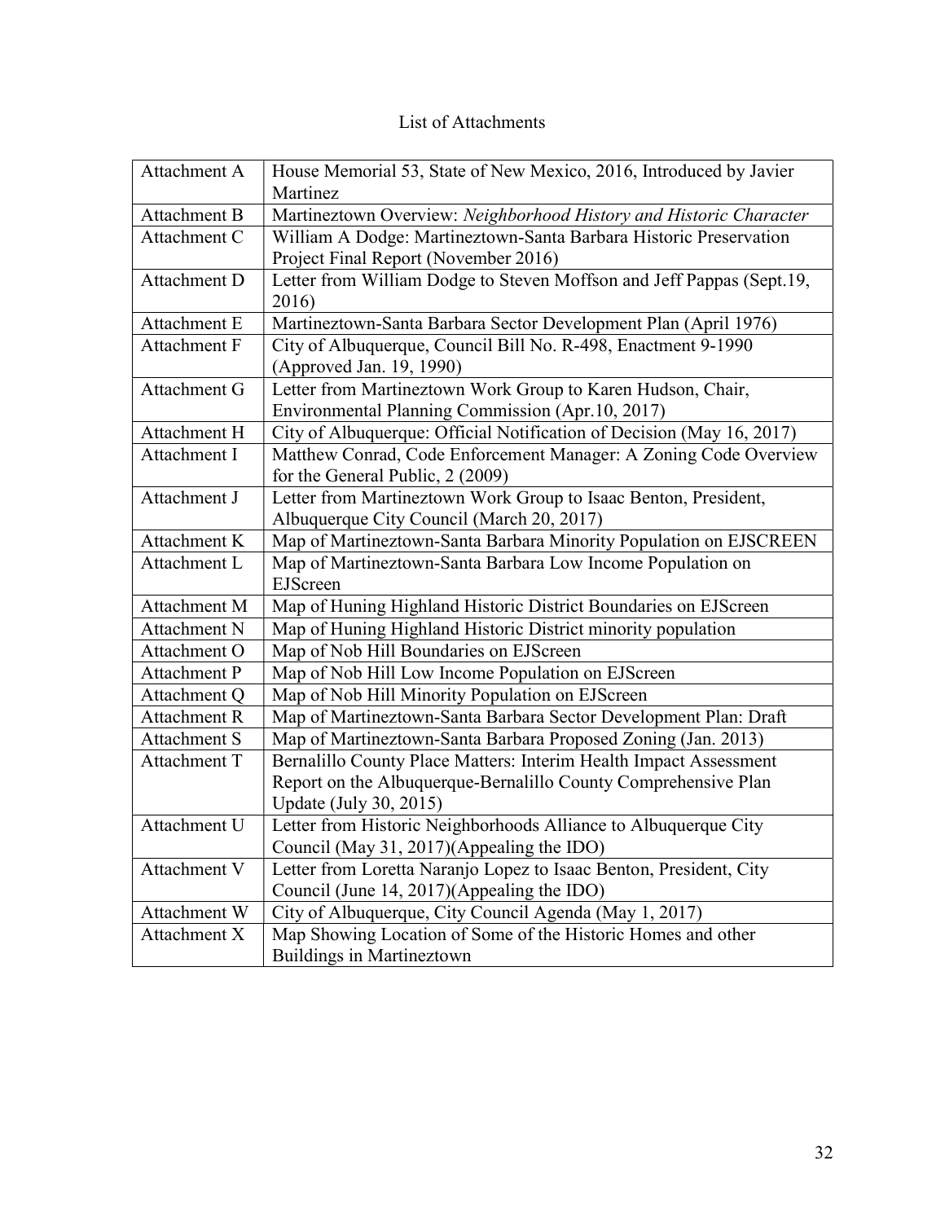List of Attachments

| | |
|---|---|
| Attachment A | House Memorial 53, State of New Mexico, 2016, Introduced by Javier Martinez |
| Attachment B | Martineztown Overview: *Neighborhood History and Historic Character* |
| Attachment C | William A Dodge: Martineztown-Santa Barbara Historic Preservation Project Final Report (November 2016) |
| Attachment D | Letter from William Dodge to Steven Moffson and Jeff Pappas (Sept.19, 2016) |
| Attachment E | Martineztown-Santa Barbara Sector Development Plan (April 1976) |
| Attachment F | City of Albuquerque, Council Bill No. R-498, Enactment 9-1990 (Approved Jan. 19, 1990) |
| Attachment G | Letter from Martineztown Work Group to Karen Hudson, Chair, Environmental Planning Commission (Apr.10, 2017) |
| Attachment H | City of Albuquerque: Official Notification of Decision (May 16, 2017) |
| Attachment I | Matthew Conrad, Code Enforcement Manager: A Zoning Code Overview for the General Public, 2 (2009) |
| Attachment J | Letter from Martineztown Work Group to Isaac Benton, President, Albuquerque City Council (March 20, 2017) |
| Attachment K | Map of Martineztown-Santa Barbara Minority Population on EJSCREEN |
| Attachment L | Map of Martineztown-Santa Barbara Low Income Population on EJScreen |
| Attachment M | Map of Huning Highland Historic District Boundaries on EJScreen |
| Attachment N | Map of Huning Highland Historic District minority population |
| Attachment O | Map of Nob Hill Boundaries on EJScreen |
| Attachment P | Map of Nob Hill Low Income Population on EJScreen |
| Attachment Q | Map of Nob Hill Minority Population on EJScreen |
| Attachment R | Map of Martineztown-Santa Barbara Sector Development Plan: Draft |
| Attachment S | Map of Martineztown-Santa Barbara Proposed Zoning (Jan. 2013) |
| Attachment T | Bernalillo County Place Matters: Interim Health Impact Assessment Report on the Albuquerque-Bernalillo County Comprehensive Plan Update (July 30, 2015) |
| Attachment U | Letter from Historic Neighborhoods Alliance to Albuquerque City Council (May 31, 2017)(Appealing the IDO) |
| Attachment V | Letter from Loretta Naranjo Lopez to Isaac Benton, President, City Council (June 14, 2017)(Appealing the IDO) |
| Attachment W | City of Albuquerque, City Council Agenda (May 1, 2017) |
| Attachment X | Map Showing Location of Some of the Historic Homes and other Buildings in Martineztown |